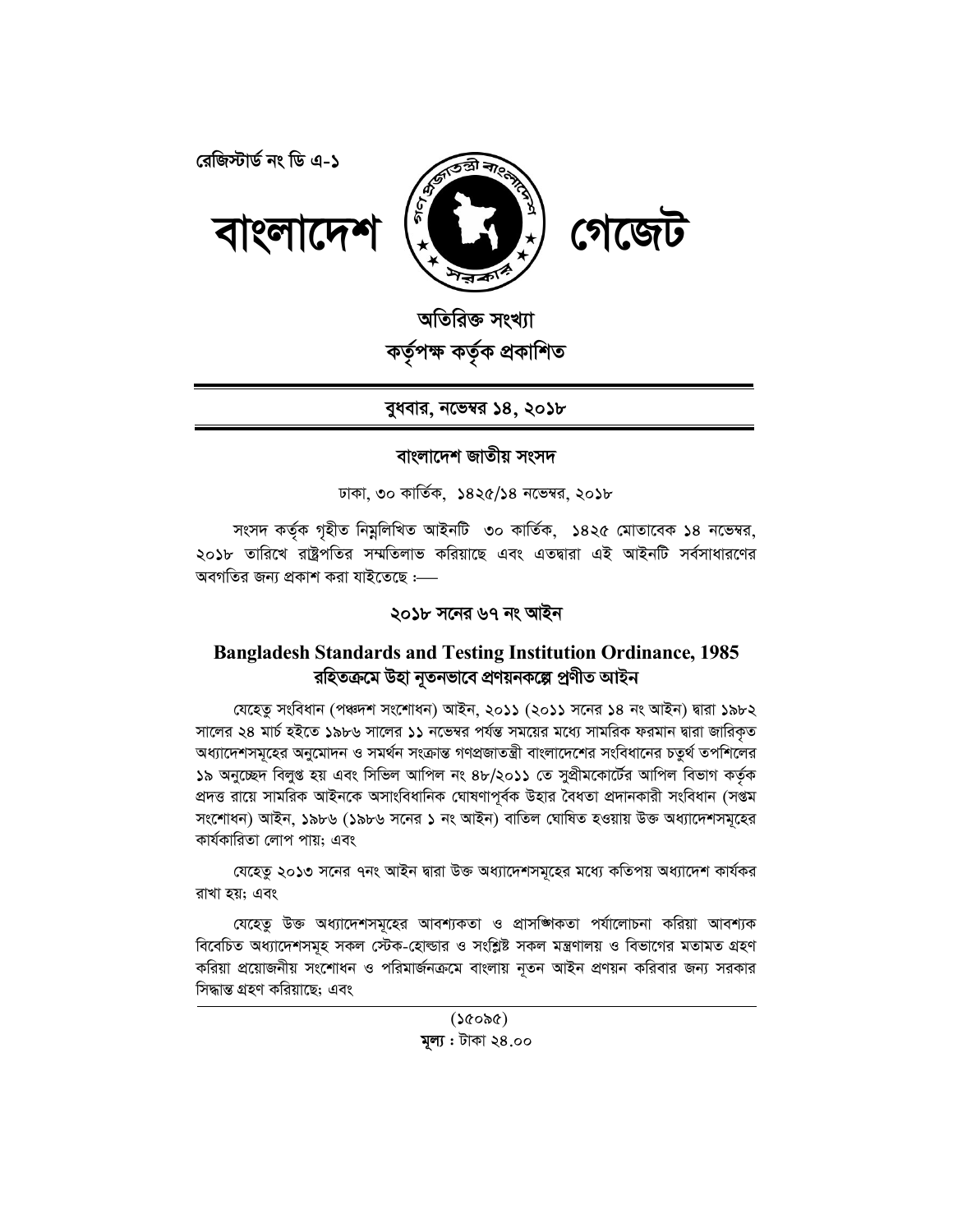রেজিস্টার্ড নং ডি এ-১

# বাংলাদেশ গেজেট

**অতিরিক্ত সংখ্যা**

**কর্তৃপক্ষ কর্তৃক প্রকাশিত**

**বুধবার, নভেম্বর ১৪, ২০১৮**

## বাংলাদেশ জাতীয় সংসদ

ঢাকা, ৩০ কার্তিক, ১৪২৫/১৪ নভেম্বর, ২০১৮

সংসদ কর্তৃক গৃহীত নিম্নলিখিত আইনটি ৩০ কার্তিক, ১৪২৫ মোতাবেক ১৪ নভেম্বর, ২০১৮ তারিখে রাষ্ট্রপতির সম্মতিলাভ করিয়াছে এবং এতদ্বারা এই আইনটি সর্বসাধারণের অবগতির জন্য প্রকাশ করা যাইতেছে :—

### ২০১৮ সনের ৬৭ নং আইন

### Bangladesh Standards and Testing Institution Ordinance, 1985 রহিতক্রমে উহা নূতনভাবে প্রণয়নকল্পে প্রণীত আইন

যেহেতু সংবিধান (পঞ্চদশ সংশোধন) আইন, ২০১১ (২০১১ সনের ১৪ নং আইন) দ্বারা ১৯৮২ সালের ২৪ মার্চ হইতে ১৯৮৬ সালের ১১ নভেম্বর পর্যন্ত সময়ের মধ্যে সামরিক ফরমান দ্বারা জারিকৃত অধ্যাদেশসমূহের অনুমোদন ও সমর্থন সংক্রান্ত গণপ্রজাতন্ত্রী বাংলাদেশের সংবিধানের চতুর্থ তপশিলের ১৯ অনুচ্ছেদ বিলুপ্ত হয় এবং সিভিল আপিল নং ৪৮/২০১১ তে সুপ্রীমকোর্টের আপিল বিভাগ কর্তৃক প্রদত্ত রায়ে সামরিক আইনকে অসাংবিধানিক ঘোষণাপূর্বক উহার বৈধতা প্রদানকারী সংবিধান (সপ্তম সংশোধন) আইন, ১৯৮৬ (১৯৮৬ সনের ১ নং আইন) বাতিল ঘোষিত হওয়ায় উক্ত অধ্যাদেশসমূহের কার্যকারিতা লোপ পায়; এবং

যেহেতু ২০১৩ সনের ৭নং আইন দ্বারা উক্ত অধ্যাদেশসমূহের মধ্যে কতিপয় অধ্যাদেশ কার্যকর রাখা হয়; এবং

যেহেতু উক্ত অধ্যাদেশসমূহের আবশ্যকতা ও প্রাসঙ্গিকতা পর্যালোচনা করিয়া আবশ্যক বিবেচিত অধ্যাদেশসমূহ সকল স্টেক-হোল্ডার ও সংশ্লিষ্ট সকল মন্ত্রণালয় ও বিভাগের মতামত গ্রহণ করিয়া প্রয়োজনীয় সংশোধন ও পরিমার্জনক্রমে বাংলায় নূতন আইন প্রণয়ন করিবার জন্য সরকার সিদ্ধান্ত গ্রহণ করিয়াছে; এবং

(১৫০৯৫)

মূল্য : টাকা ২৪.০০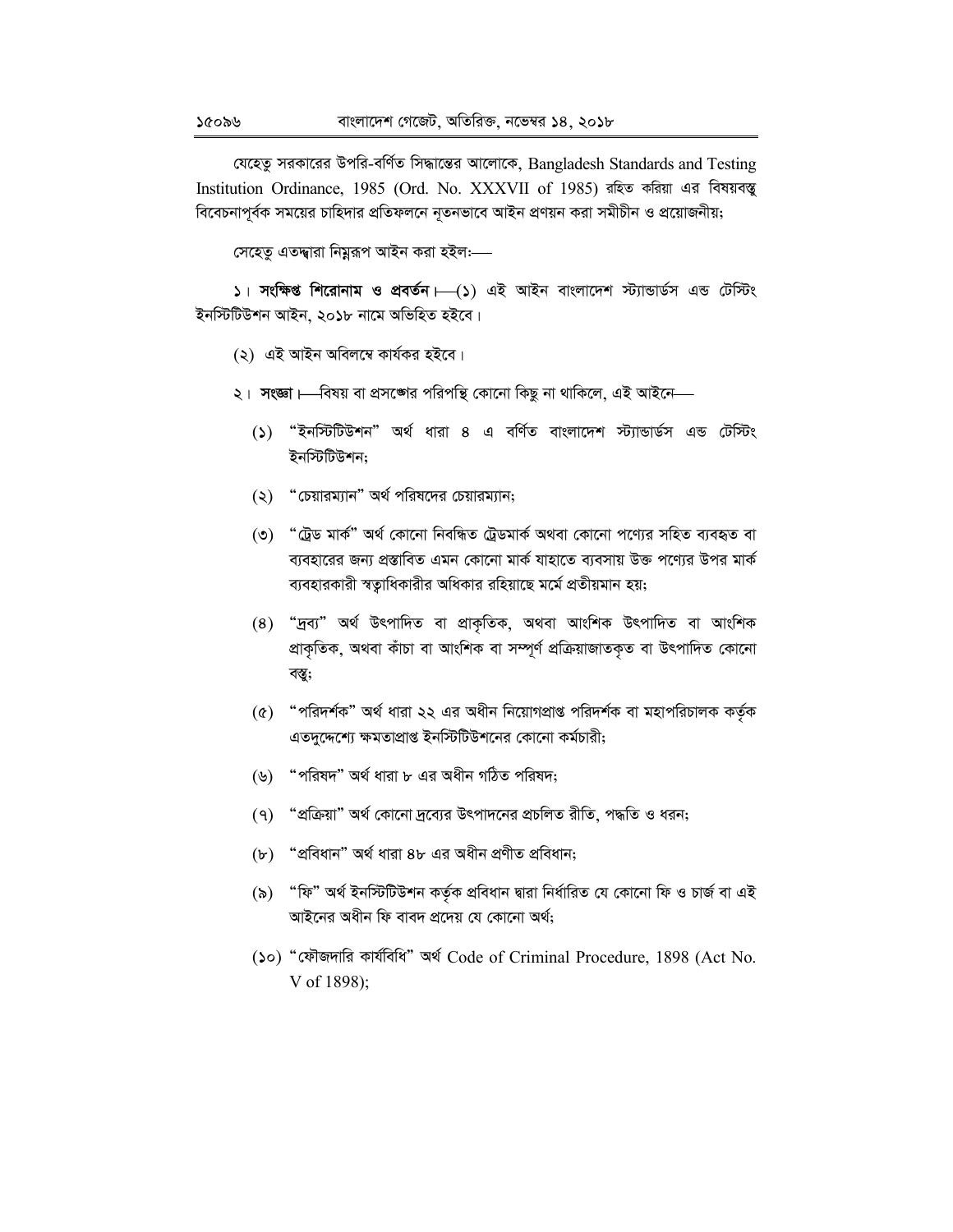যেহেতু সরকারের উপরি-বর্ণিত সিদ্ধান্তের আলোকে, Bangladesh Standards and Testing Institution Ordinance, 1985 (Ord. No. XXXVII of 1985) রহিত করিয়া এর বিষয়বস্তু বিবেচনাপূর্বক সময়ের চাহিদার প্রতিফলনে নূতনভাবে আইন প্রণয়ন করা সমীচীন ও প্রয়োজনীয়;

সেহেতু এতদ্বারা নিম্নরূপ আইন করা হইল:—

১। **সংক্ষিপ্ত শিরোনাম ও প্রবর্তন।**—(১) এই আইন বাংলাদেশ স্ট্যান্ডার্ডস এন্ড টেস্টিং ইনস্টিটিউশন আইন, ২০১৮ নামে অভিহিত হইবে।

(২) এই আইন অবিলম্বে কার্যকর হইবে।

২। **সংজ্ঞা।**—বিষয় বা প্রসঙ্গের পরিপন্থি কোনো কিছু না থাকিলে, এই আইনে—

(১) "ইনস্টিটিউশন" অর্থ ধারা ৪ এ বর্ণিত বাংলাদেশ স্ট্যান্ডার্ডস এন্ড টেস্টিং ইনস্টিটিউশন;

(২) "চেয়ারম্যান" অর্থ পরিষদের চেয়ারম্যান;

(৩) "ট্রেড মার্ক" অর্থ কোনো নিবন্ধিত ট্রেডমার্ক অথবা কোনো পণ্যের সহিত ব্যবহৃত বা ব্যবহারের জন্য প্রস্তাবিত এমন কোনো মার্ক যাহাতে ব্যবসায় উক্ত পণ্যের উপর মার্ক ব্যবহারকারী স্বত্বাধিকারীর অধিকার রহিয়াছে মর্মে প্রতীয়মান হয়;

(৪) "দ্রব্য" অর্থ উৎপাদিত বা প্রাকৃতিক, অথবা আংশিক উৎপাদিত বা আংশিক প্রাকৃতিক, অথবা কাঁচা বা আংশিক বা সম্পূর্ণ প্রক্রিয়াজাতকৃত বা উৎপাদিত কোনো বস্তু;

(৫) "পরিদর্শক" অর্থ ধারা ২২ এর অধীন নিয়োগপ্রাপ্ত পরিদর্শক বা মহাপরিচালক কর্তৃক এতদুদ্দেশ্যে ক্ষমতাপ্রাপ্ত ইনস্টিটিউশনের কোনো কর্মচারী;

(৬) "পরিষদ" অর্থ ধারা ৮ এর অধীন গঠিত পরিষদ;

(৭) "প্রক্রিয়া" অর্থ কোনো দ্রব্যের উৎপাদনের প্রচলিত রীতি, পদ্ধতি ও ধরন;

(৮) "প্রবিধান" অর্থ ধারা ৪৮ এর অধীন প্রণীত প্রবিধান;

(৯) "ফি" অর্থ ইনস্টিটিউশন কর্তৃক প্রবিধান দ্বারা নির্ধারিত যে কোনো ফি ও চার্জ বা এই আইনের অধীন ফি বাবদ প্রদেয় যে কোনো অর্থ;

(১০) "ফৌজদারি কার্যবিধি" অর্থ Code of Criminal Procedure, 1898 (Act No. V of 1898);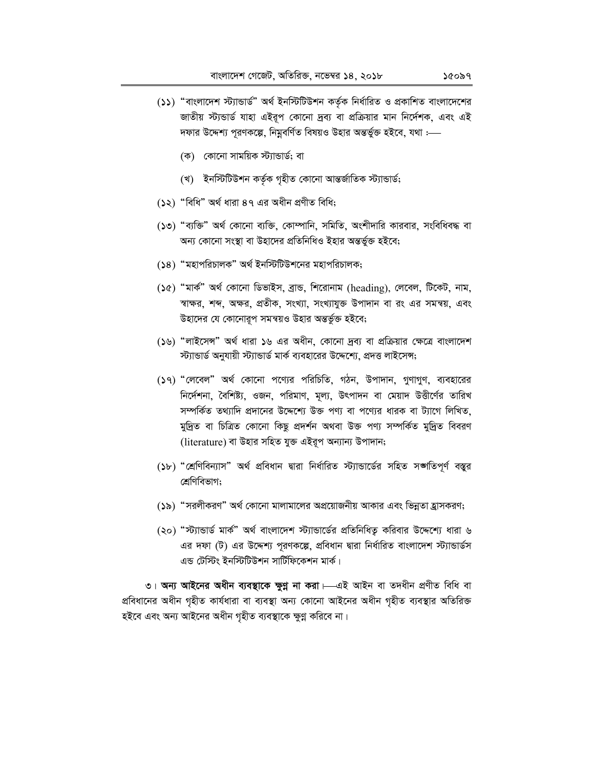(১১) "বাংলাদেশ স্ট্যান্ডার্ড" অর্থ ইনস্টিটিউশন কর্তৃক নির্ধারিত ও প্রকাশিত বাংলাদেশের জাতীয় স্ট্যন্ডার্ড যাহা এইরূপ কোনো দ্রব্য বা প্রক্রিয়ার মান নির্দেশক, এবং এই দফার উদ্দেশ্য পূরণকল্পে, নিম্নবর্ণিত বিষয়ও উহার অন্তর্ভুক্ত হইবে, যথা :—

(ক) কোনো সাময়িক স্ট্যান্ডার্ড; বা

(খ) ইনস্টিটিউশন কর্তৃক গৃহীত কোনো আন্তর্জাতিক স্ট্যান্ডার্ড;

(১২) "বিধি" অর্থ ধারা ৪৭ এর অধীন প্রণীত বিধি;

(১৩) "ব্যক্তি" অর্থ কোনো ব্যক্তি, কোম্পানি, সমিতি, অংশীদারি কারবার, সংবিধিবদ্ধ বা অন্য কোনো সংস্থা বা উহাদের প্রতিনিধিও ইহার অন্তর্ভুক্ত হইবে;

(১৪) "মহাপরিচালক" অর্থ ইনস্টিটিউশনের মহাপরিচালক;

(১৫) "মার্ক" অর্থ কোনো ডিভাইস, ব্রান্ড, শিরোনাম (heading), লেবেল, টিকেট, নাম, স্বাক্ষর, শব্দ, অক্ষর, প্রতীক, সংখ্যা, সংখ্যাযুক্ত উপাদান বা রং এর সমন্বয়, এবং উহাদের যে কোনোরূপ সমন্বয়ও উহার অন্তর্ভুক্ত হইবে;

(১৬) "লাইসেন্স" অর্থ ধারা ১৬ এর অধীন, কোনো দ্রব্য বা প্রক্রিয়ার ক্ষেত্রে বাংলাদেশ স্ট্যান্ডার্ড অনুযায়ী স্ট্যান্ডার্ড মার্ক ব্যবহারের উদ্দেশ্যে, প্রদত্ত লাইসেন্স;

(১৭) "লেবেল" অর্থ কোনো পণ্যের পরিচিতি, গঠন, উপাদান, গুণাগুণ, ব্যবহারের নির্দেশনা, বৈশিষ্ট্য, ওজন, পরিমাণ, মূল্য, উৎপাদন বা মেয়াদ উত্তীর্ণের তারিখ সম্পর্কিত তথ্যাদি প্রদানের উদ্দেশ্যে উক্ত পণ্য বা পণ্যের ধারক বা ট্যাগে লিখিত, মুদ্রিত বা চিত্রিত কোনো কিছু প্রদর্শন অথবা উক্ত পণ্য সম্পর্কিত মুদ্রিত বিবরণ (literature) বা উহার সহিত যুক্ত এইরূপ অন্যান্য উপাদান;

(১৮) "শ্রেণিবিন্যাস" অর্থ প্রবিধান দ্বারা নির্ধারিত স্ট্যান্ডার্ডের সহিত সঙ্গতিপূর্ণ বস্তুর শ্রেণিবিভাগ;

(১৯) "সরলীকরণ" অর্থ কোনো মালামালের অপ্রয়োজনীয় আকার এবং ভিন্নতা হ্রাসকরণ;

(২০) "স্ট্যান্ডার্ড মার্ক" অর্থ বাংলাদেশ স্ট্যান্ডার্ডের প্রতিনিধিত্ব করিবার উদ্দেশ্যে ধারা ৬ এর দফা (ট) এর উদ্দেশ্য পূরণকল্পে, প্রবিধান দ্বারা নির্ধারিত বাংলাদেশ স্ট্যান্ডার্ডস এন্ড টেস্টিং ইনস্টিটিউশন সার্টিফিকেশন মার্ক।

৩। **অন্য আইনের অধীন ব্যবস্থাকে ক্ষুণ্ন না করা।**—এই আইন বা তদধীন প্রণীত বিধি বা প্রবিধানের অধীন গৃহীত কার্যধারা বা ব্যবস্থা অন্য কোনো আইনের অধীন গৃহীত ব্যবস্থার অতিরিক্ত হইবে এবং অন্য আইনের অধীন গৃহীত ব্যবস্থাকে ক্ষুণ্ন করিবে না।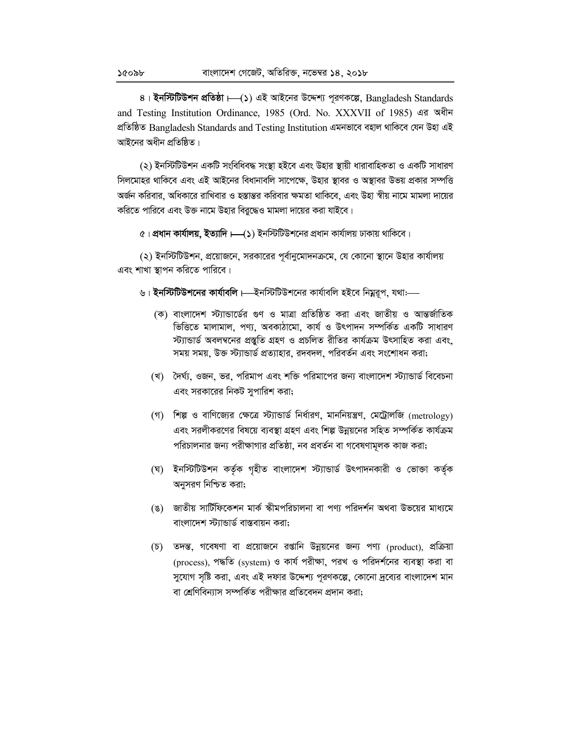৪। **ইনস্টিটিউশন প্রতিষ্ঠা**।—(১) এই আইনের উদ্দেশ্য পূরণকল্পে, Bangladesh Standards and Testing Institution Ordinance, 1985 (Ord. No. XXXVII of 1985) এর অধীন প্রতিষ্ঠিত Bangladesh Standards and Testing Institution এমনভাবে বহাল থাকিবে যেন উহা এই আইনের অধীন প্রতিষ্ঠিত।

(২) ইনস্টিটিউশন একটি সংবিধিবদ্ধ সংস্থা হইবে এবং উহার স্থায়ী ধারাবাহিকতা ও একটি সাধারণ সিলমোহর থাকিবে এবং এই আইনের বিধানাবলি সাপেক্ষে, উহার স্থাবর ও অস্থাবর উভয় প্রকার সম্পত্তি অর্জন করিবার, অধিকারে রাখিবার ও হস্তান্তর করিবার ক্ষমতা থাকিবে, এবং উহা স্বীয় নামে মামলা দায়ের করিতে পারিবে এবং উক্ত নামে উহার বিরুদ্ধেও মামলা দায়ের করা যাইবে।

৫। **প্রধান কার্যালয়, ইত্যাদি**।—(১) ইনস্টিটিউশনের প্রধান কার্যালয় ঢাকায় থাকিবে।

(২) ইনস্টিটিউশন, প্রয়োজনে, সরকারের পূর্বানুমোদনক্রমে, যে কোনো স্থানে উহার কার্যালয় এবং শাখা স্থাপন করিতে পারিবে।

৬। **ইনস্টিটিউশনের কার্যাবলি**।—ইনস্টিটিউশনের কার্যাবলি হইবে নিম্নরূপ, যথা:—

(ক) বাংলাদেশ স্ট্যান্ডার্ডের গুণ ও মাত্রা প্রতিষ্ঠিত করা এবং জাতীয় ও আন্তর্জাতিক ভিত্তিতে মালামাল, পণ্য, অবকাঠামো, কার্য ও উৎপাদন সম্পর্কিত একটি সাধারণ স্ট্যান্ডার্ড অবলম্বনের প্রস্তুতি গ্রহণ ও প্রচলিত রীতির কার্যক্রম উৎসাহিত করা এবং, সময় সময়, উক্ত স্ট্যান্ডার্ড প্রত্যাহার, রদবদল, পরিবর্তন এবং সংশোধন করা;

(খ) দৈর্ঘ্য, ওজন, ভর, পরিমাপ এবং শক্তি পরিমাপের জন্য বাংলাদেশ স্ট্যান্ডার্ড বিবেচনা এবং সরকারের নিকট সুপারিশ করা;

(গ) শিল্প ও বাণিজ্যের ক্ষেত্রে স্ট্যান্ডার্ড নির্ধারণ, মাননিয়ন্ত্রণ, মেট্রোলজি (metrology) এবং সরলীকরণের বিষয়ে ব্যবস্থা গ্রহণ এবং শিল্প উন্নয়নের সহিত সম্পর্কিত কার্যক্রম পরিচালনার জন্য পরীক্ষাগার প্রতিষ্ঠা, নব প্রবর্তন বা গবেষণামূলক কাজ করা;

(ঘ) ইনস্টিটিউশন কর্তৃক গৃহীত বাংলাদেশ স্ট্যান্ডার্ড উৎপাদনকারী ও ভোক্তা কর্তৃক অনুসরণ নিশ্চিত করা;

(ঙ) জাতীয় সার্টিফিকেশন মার্ক স্কীমপরিচালনা বা পণ্য পরিদর্শন অথবা উভয়ের মাধ্যমে বাংলাদেশ স্ট্যান্ডার্ড বাস্তবায়ন করা;

(চ) তদন্ত, গবেষণা বা প্রয়োজনে রপ্তানি উন্নয়নের জন্য পণ্য (product), প্রক্রিয়া (process), পদ্ধতি (system) ও কার্য পরীক্ষা, পরখ ও পরিদর্শনের ব্যবস্থা করা বা সুযোগ সৃষ্টি করা, এবং এই দফার উদ্দেশ্য পূরণকল্পে, কোনো দ্রব্যের বাংলাদেশ মান বা শ্রেণিবিন্যাস সম্পর্কিত পরীক্ষার প্রতিবেদন প্রদান করা;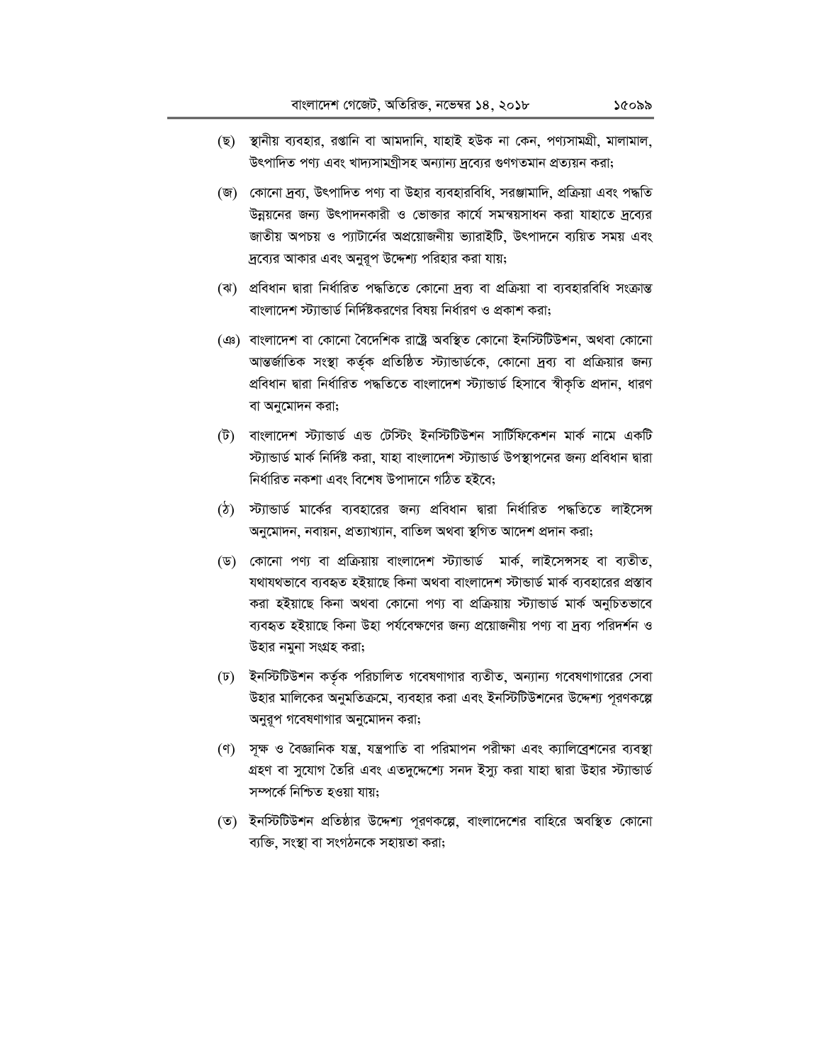(ছ) স্থানীয় ব্যবহার, রপ্তানি বা আমদানি, যাহাই হউক না কেন, পণ্যসামগ্রী, মালামাল, উৎপাদিত পণ্য এবং খাদ্যসামগ্রীসহ অন্যান্য দ্রব্যের গুণগতমান প্রত্যয়ন করা;

(জ) কোনো দ্রব্য, উৎপাদিত পণ্য বা উহার ব্যবহারবিধি, সরঞ্জামাদি, প্রক্রিয়া এবং পদ্ধতি উন্নয়নের জন্য উৎপাদনকারী ও ভোক্তার কার্যে সমন্বয়সাধন করা যাহাতে দ্রব্যের জাতীয় অপচয় ও প্যাটার্নের অপ্রয়োজনীয় ভ্যারাইটি, উৎপাদনে ব্যয়িত সময় এবং দ্রব্যের আকার এবং অনুরূপ উদ্দেশ্য পরিহার করা যায়;

(ঝ) প্রবিধান দ্বারা নির্ধারিত পদ্ধতিতে কোনো দ্রব্য বা প্রক্রিয়া বা ব্যবহারবিধি সংক্রান্ত বাংলাদেশ স্ট্যান্ডার্ড নির্দিষ্টকরণের বিষয় নির্ধারণ ও প্রকাশ করা;

(ঞ) বাংলাদেশ বা কোনো বৈদেশিক রাষ্ট্রে অবস্থিত কোনো ইনস্টিটিউশন, অথবা কোনো আন্তর্জাতিক সংস্থা কর্তৃক প্রতিষ্ঠিত স্ট্যান্ডার্ডকে, কোনো দ্রব্য বা প্রক্রিয়ার জন্য প্রবিধান দ্বারা নির্ধারিত পদ্ধতিতে বাংলাদেশ স্ট্যান্ডার্ড হিসাবে স্বীকৃতি প্রদান, ধারণ বা অনুমোদন করা;

(ট) বাংলাদেশ স্ট্যান্ডার্ড এন্ড টেস্টিং ইনস্টিটিউশন সার্টিফিকেশন মার্ক নামে একটি স্ট্যান্ডার্ড মার্ক নির্দিষ্ট করা, যাহা বাংলাদেশ স্ট্যান্ডার্ড উপস্থাপনের জন্য প্রবিধান দ্বারা নির্ধারিত নকশা এবং বিশেষ উপাদানে গঠিত হইবে;

(ঠ) স্ট্যান্ডার্ড মার্কের ব্যবহারের জন্য প্রবিধান দ্বারা নির্ধারিত পদ্ধতিতে লাইসেন্স অনুমোদন, নবায়ন, প্রত্যাখ্যান, বাতিল অথবা স্থগিত আদেশ প্রদান করা;

(ড) কোনো পণ্য বা প্রক্রিয়ায় বাংলাদেশ স্ট্যান্ডার্ড মার্ক, লাইসেন্সসহ বা ব্যতীত, যথাযথভাবে ব্যবহৃত হইয়াছে কিনা অথবা বাংলাদেশ স্টান্ডার্ড মার্ক ব্যবহারের প্রস্তাব করা হইয়াছে কিনা অথবা কোনো পণ্য বা প্রক্রিয়ায় স্ট্যান্ডার্ড মার্ক অনুচিতভাবে ব্যবহৃত হইয়াছে কিনা উহা পর্যবেক্ষণের জন্য প্রয়োজনীয় পণ্য বা দ্রব্য পরিদর্শন ও উহার নমুনা সংগ্রহ করা;

(ঢ) ইনস্টিটিউশন কর্তৃক পরিচালিত গবেষণাগার ব্যতীত, অন্যান্য গবেষণাগারের সেবা উহার মালিকের অনুমতিক্রমে, ব্যবহার করা এবং ইনস্টিটিউশনের উদ্দেশ্য পূরণকল্পে অনুরূপ গবেষণাগার অনুমোদন করা;

(ণ) সূক্ষ ও বৈজ্ঞানিক যন্ত্র, যন্ত্রপাতি বা পরিমাপন পরীক্ষা এবং ক্যালিব্রেশনের ব্যবস্থা গ্রহণ বা সুযোগ তৈরি এবং এতদুদ্দেশ্যে সনদ ইস্যু করা যাহা দ্বারা উহার স্ট্যান্ডার্ড সম্পর্কে নিশ্চিত হওয়া যায়;

(ত) ইনস্টিটিউশন প্রতিষ্ঠার উদ্দেশ্য পূরণকল্পে, বাংলাদেশের বাহিরে অবস্থিত কোনো ব্যক্তি, সংস্থা বা সংগঠনকে সহায়তা করা;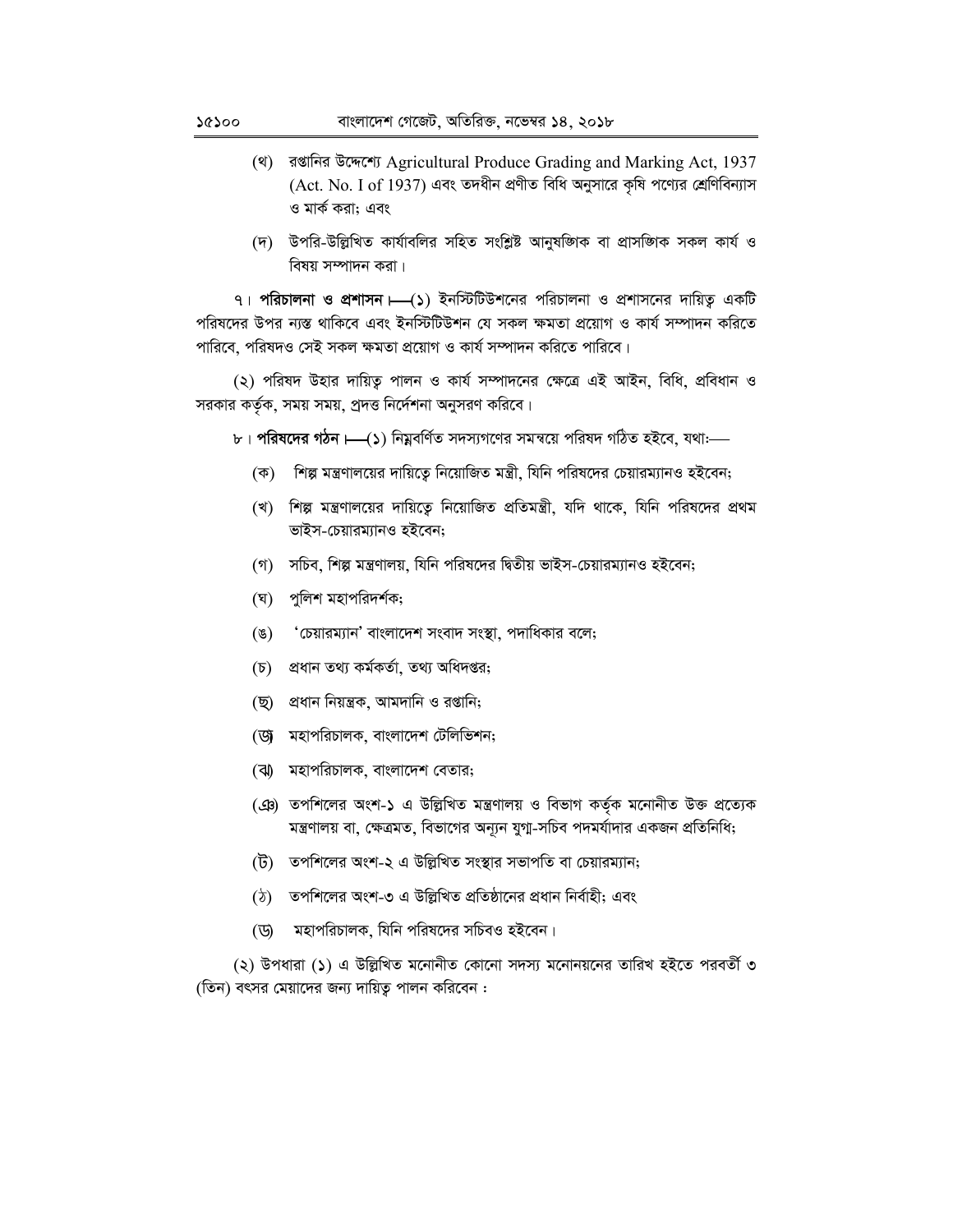(থ) রপ্তানির উদ্দেশ্যে Agricultural Produce Grading and Marking Act, 1937 (Act. No. I of 1937) এবং তদধীন প্রণীত বিধি অনুসারে কৃষি পণ্যের শ্রেণিবিন্যাস ও মার্ক করা; এবং

(দ) উপরি-উল্লিখিত কার্যাবলির সহিত সংশ্লিষ্ট আনুষঙ্গিক বা প্রাসঙ্গিক সকল কার্য ও বিষয় সম্পাদন করা।

৭। **পরিচালনা ও প্রশাসন**।—(১) ইনস্টিটিউশনের পরিচালনা ও প্রশাসনের দায়িত্ব একটি পরিষদের উপর ন্যস্ত থাকিবে এবং ইনস্টিটিউশন যে সকল ক্ষমতা প্রয়োগ ও কার্য সম্পাদন করিতে পারিবে, পরিষদও সেই সকল ক্ষমতা প্রয়োগ ও কার্য সম্পাদন করিতে পারিবে।

(২) পরিষদ উহার দায়িত্ব পালন ও কার্য সম্পাদনের ক্ষেত্রে এই আইন, বিধি, প্রবিধান ও সরকার কর্তৃক, সময় সময়, প্রদত্ত নির্দেশনা অনুসরণ করিবে।

৮। **পরিষদের গঠন**।—(১) নিম্নবর্ণিত সদস্যগণের সমন্বয়ে পরিষদ গঠিত হইবে, যথা:—

(ক) শিল্প মন্ত্রণালয়ের দায়িত্বে নিয়োজিত মন্ত্রী, যিনি পরিষদের চেয়ারম্যানও হইবেন;

(খ) শিল্প মন্ত্রণালয়ের দায়িত্বে নিয়োজিত প্রতিমন্ত্রী, যদি থাকে, যিনি পরিষদের প্রথম ভাইস-চেয়ারম্যানও হইবেন;

(গ) সচিব, শিল্প মন্ত্রণালয়, যিনি পরিষদের দ্বিতীয় ভাইস-চেয়ারম্যানও হইবেন;

(ঘ) পুলিশ মহাপরিদর্শক;

(ঙ) 'চেয়ারম্যান' বাংলাদেশ সংবাদ সংস্থা, পদাধিকার বলে;

(চ) প্রধান তথ্য কর্মকর্তা, তথ্য অধিদপ্তর;

(ছ) প্রধান নিয়ন্ত্রক, আমদানি ও রপ্তানি;

(জ) মহাপরিচালক, বাংলাদেশ টেলিভিশন;

(ঝ) মহাপরিচালক, বাংলাদেশ বেতার;

(ঞ) তপশিলের অংশ-১ এ উল্লিখিত মন্ত্রণালয় ও বিভাগ কর্তৃক মনোনীত উক্ত প্রত্যেক মন্ত্রণালয় বা, ক্ষেত্রমত, বিভাগের অন্যূন যুগ্ম-সচিব পদমর্যাদার একজন প্রতিনিধি;

(ট) তপশিলের অংশ-২ এ উল্লিখিত সংস্থার সভাপতি বা চেয়ারম্যান;

(ঠ) তপশিলের অংশ-৩ এ উল্লিখিত প্রতিষ্ঠানের প্রধান নির্বাহী; এবং

(ড) মহাপরিচালক, যিনি পরিষদের সচিবও হইবেন।

(২) উপধারা (১) এ উল্লিখিত মনোনীত কোনো সদস্য মনোনয়নের তারিখ হইতে পরবর্তী ৩ (তিন) বৎসর মেয়াদের জন্য দায়িত্ব পালন করিবেন :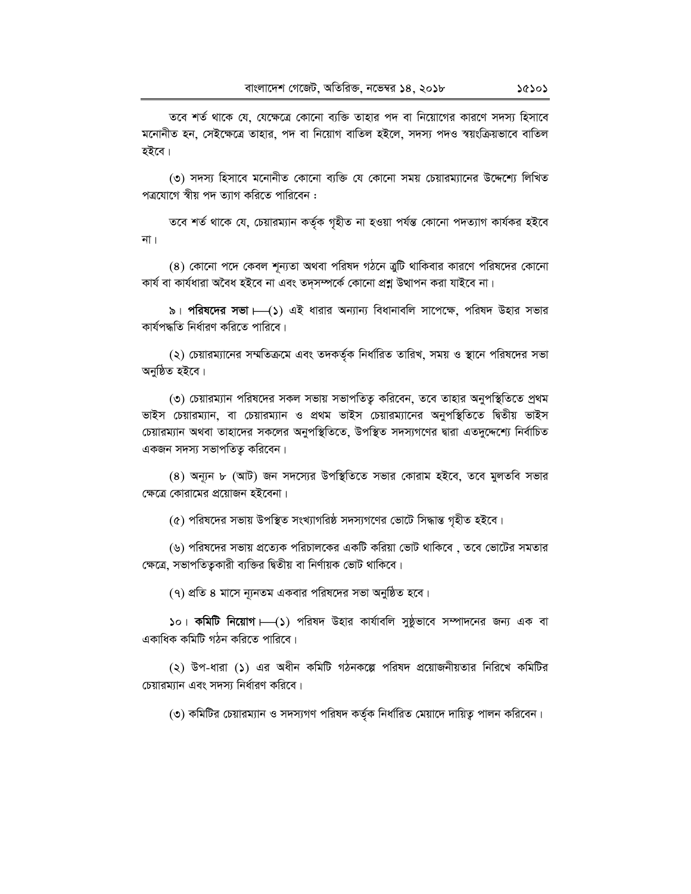তবে শর্ত থাকে যে, যেক্ষেত্রে কোনো ব্যক্তি তাহার পদ বা নিয়োগের কারণে সদস্য হিসাবে মনোনীত হন, সেইক্ষেত্রে তাহার, পদ বা নিয়োগ বাতিল হইলে, সদস্য পদও স্বয়ংক্রিয়ভাবে বাতিল হইবে।

(৩) সদস্য হিসাবে মনোনীত কোনো ব্যক্তি যে কোনো সময় চেয়ারম্যানের উদ্দেশ্যে লিখিত পত্রযোগে স্বীয় পদ ত্যাগ করিতে পারিবেন :

তবে শর্ত থাকে যে, চেয়ারম্যান কর্তৃক গৃহীত না হওয়া পর্যন্ত কোনো পদত্যাগ কার্যকর হইবে না।

(৪) কোনো পদে কেবল শূন্যতা অথবা পরিষদ গঠনে ত্রুটি থাকিবার কারণে পরিষদের কোনো কার্য বা কার্যধারা অবৈধ হইবে না এবং তদ্‌সম্পর্কে কোনো প্রশ্ন উত্থাপন করা যাইবে না।

৯। **পরিষদের সভা**।—(১) এই ধারার অন্যান্য বিধানাবলি সাপেক্ষে, পরিষদ উহার সভার কার্যপদ্ধতি নির্ধারণ করিতে পারিবে।

(২) চেয়ারম্যানের সম্মতিক্রমে এবং তদকর্তৃক নির্ধারিত তারিখ, সময় ও স্থানে পরিষদের সভা অনুষ্ঠিত হইবে।

(৩) চেয়ারম্যান পরিষদের সকল সভায় সভাপতিত্ব করিবেন, তবে তাহার অনুপস্থিতিতে প্রথম ভাইস চেয়ারম্যান, বা চেয়ারম্যান ও প্রথম ভাইস চেয়ারম্যানের অনুপস্থিতিতে দ্বিতীয় ভাইস চেয়ারম্যান অথবা তাহাদের সকলের অনুপস্থিতিতে, উপস্থিত সদস্যগণের দ্বারা এতদুদ্দেশ্যে নির্বাচিত একজন সদস্য সভাপতিত্ব করিবেন।

(৪) অন্যূন ৮ (আট) জন সদস্যের উপস্থিতিতে সভার কোরাম হইবে, তবে মুলতবি সভার ক্ষেত্রে কোরামের প্রয়োজন হইবেনা।

(৫) পরিষদের সভায় উপস্থিত সংখ্যাগরিষ্ঠ সদস্যগণের ভোটে সিদ্ধান্ত গৃহীত হইবে।

(৬) পরিষদের সভায় প্রত্যেক পরিচালকের একটি করিয়া ভোট থাকিবে , তবে ভোটের সমতার ক্ষেত্রে, সভাপতিত্বকারী ব্যক্তির দ্বিতীয় বা নির্ণায়ক ভোট থাকিবে।

(৭) প্রতি ৪ মাসে ন্যূনতম একবার পরিষদের সভা অনুষ্ঠিত হবে।

১০। **কমিটি নিয়োগ**।—(১) পরিষদ উহার কার্যাবলি সুষ্ঠুভাবে সম্পাদনের জন্য এক বা একাধিক কমিটি গঠন করিতে পারিবে।

(২) উপ-ধারা (১) এর অধীন কমিটি গঠনকল্পে পরিষদ প্রয়োজনীয়তার নিরিখে কমিটির চেয়ারম্যান এবং সদস্য নির্ধারণ করিবে।

(৩) কমিটির চেয়ারম্যান ও সদস্যগণ পরিষদ কর্তৃক নির্ধারিত মেয়াদে দায়িত্ব পালন করিবেন।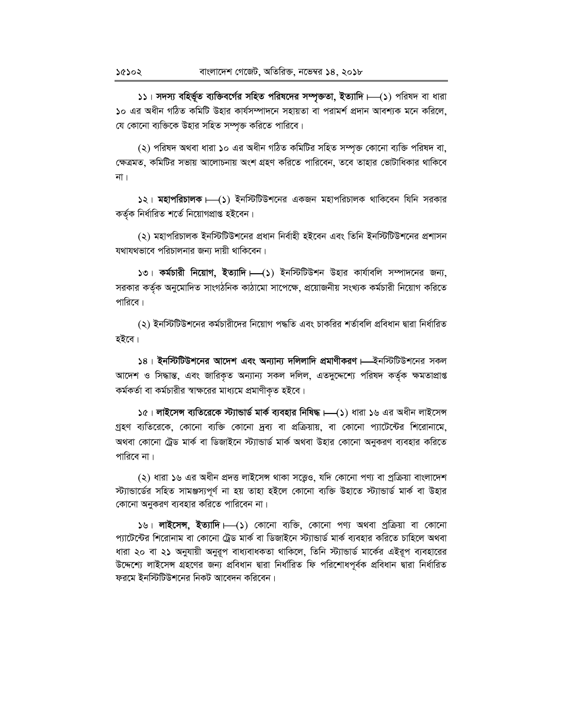**১১। সদস্য বহির্ভূত ব্যক্তিবর্গের সহিত পরিষদের সম্পৃক্ততা, ইত্যাদি।**—(১) পরিষদ বা ধারা ১০ এর অধীন গঠিত কমিটি উহার কার্যসম্পাদনে সহায়তা বা পরামর্শ প্রদান আবশ্যক মনে করিলে, যে কোনো ব্যক্তিকে উহার সহিত সম্পৃক্ত করিতে পারিবে।

(২) পরিষদ অথবা ধারা ১০ এর অধীন গঠিত কমিটির সহিত সম্পৃক্ত কোনো ব্যক্তি পরিষদ বা, ক্ষেত্রমত, কমিটির সভায় আলোচনায় অংশ গ্রহণ করিতে পারিবেন, তবে তাহার ভোটাধিকার থাকিবে না।

**১২। মহাপরিচালক।**—(১) ইনস্টিটিউশনের একজন মহাপরিচালক থাকিবেন যিনি সরকার কর্তৃক নির্ধারিত শর্তে নিয়োগপ্রাপ্ত হইবেন।

(২) মহাপরিচালক ইনস্টিটিউশনের প্রধান নির্বাহী হইবেন এবং তিনি ইনস্টিটিউশনের প্রশাসন যথাযথভাবে পরিচালনার জন্য দায়ী থাকিবেন।

**১৩। কর্মচারী নিয়োগ, ইত্যাদি।**—(১) ইনস্টিটিউশন উহার কার্যাবলি সম্পাদনের জন্য, সরকার কর্তৃক অনুমোদিত সাংগঠনিক কাঠামো সাপেক্ষে, প্রয়োজনীয় সংখ্যক কর্মচারী নিয়োগ করিতে পারিবে।

(২) ইনস্টিটিউশনের কর্মচারীদের নিয়োগ পদ্ধতি এবং চাকরির শর্তাবলি প্রবিধান দ্বারা নির্ধারিত হইবে।

**১৪। ইনস্টিটিউশনের আদেশ এবং অন্যান্য দলিলাদি প্রমাণীকরণ।**—ইনস্টিটিউশনের সকল আদেশ ও সিদ্ধান্ত, এবং জারিকৃত অন্যান্য সকল দলিল, এতদুদ্দেশ্যে পরিষদ কর্তৃক ক্ষমতাপ্রাপ্ত কর্মকর্তা বা কর্মচারীর স্বাক্ষরের মাধ্যমে প্রমাণীকৃত হইবে।

**১৫। লাইসেন্স ব্যতিরেকে স্ট্যান্ডার্ড মার্ক ব্যবহার নিষিদ্ধ।**—(১) ধারা ১৬ এর অধীন লাইসেন্স গ্রহণ ব্যতিরেকে, কোনো ব্যক্তি কোনো দ্রব্য বা প্রক্রিয়ায়, বা কোনো প্যাটেন্টের শিরোনামে, অথবা কোনো ট্রেড মার্ক বা ডিজাইনে স্ট্যান্ডার্ড মার্ক অথবা উহার কোনো অনুকরণ ব্যবহার করিতে পারিবে না।

(২) ধারা ১৬ এর অধীন প্রদত্ত লাইসেন্স থাকা সত্ত্বেও, যদি কোনো পণ্য বা প্রক্রিয়া বাংলাদেশ স্ট্যান্ডার্ডের সহিত সামঞ্জস্যপূর্ণ না হয় তাহা হইলে কোনো ব্যক্তি উহাতে স্ট্যান্ডার্ড মার্ক বা উহার কোনো অনুকরণ ব্যবহার করিতে পারিবেন না।

**১৬। লাইসেন্স, ইত্যাদি।**—(১) কোনো ব্যক্তি, কোনো পণ্য অথবা প্রক্রিয়া বা কোনো প্যাটেন্টের শিরোনাম বা কোনো ট্রেড মার্ক বা ডিজাইনে স্ট্যান্ডার্ড মার্ক ব্যবহার করিতে চাহিলে অথবা ধারা ২০ বা ২১ অনুযায়ী অনুরূপ বাধ্যবাধকতা থাকিলে, তিনি স্ট্যান্ডার্ড মার্কের এইরূপ ব্যবহারের উদ্দেশ্যে লাইসেন্স গ্রহণের জন্য প্রবিধান দ্বারা নির্ধারিত ফি পরিশোধপূর্বক প্রবিধান দ্বারা নির্ধারিত ফরমে ইনস্টিটিউশনের নিকট আবেদন করিবেন।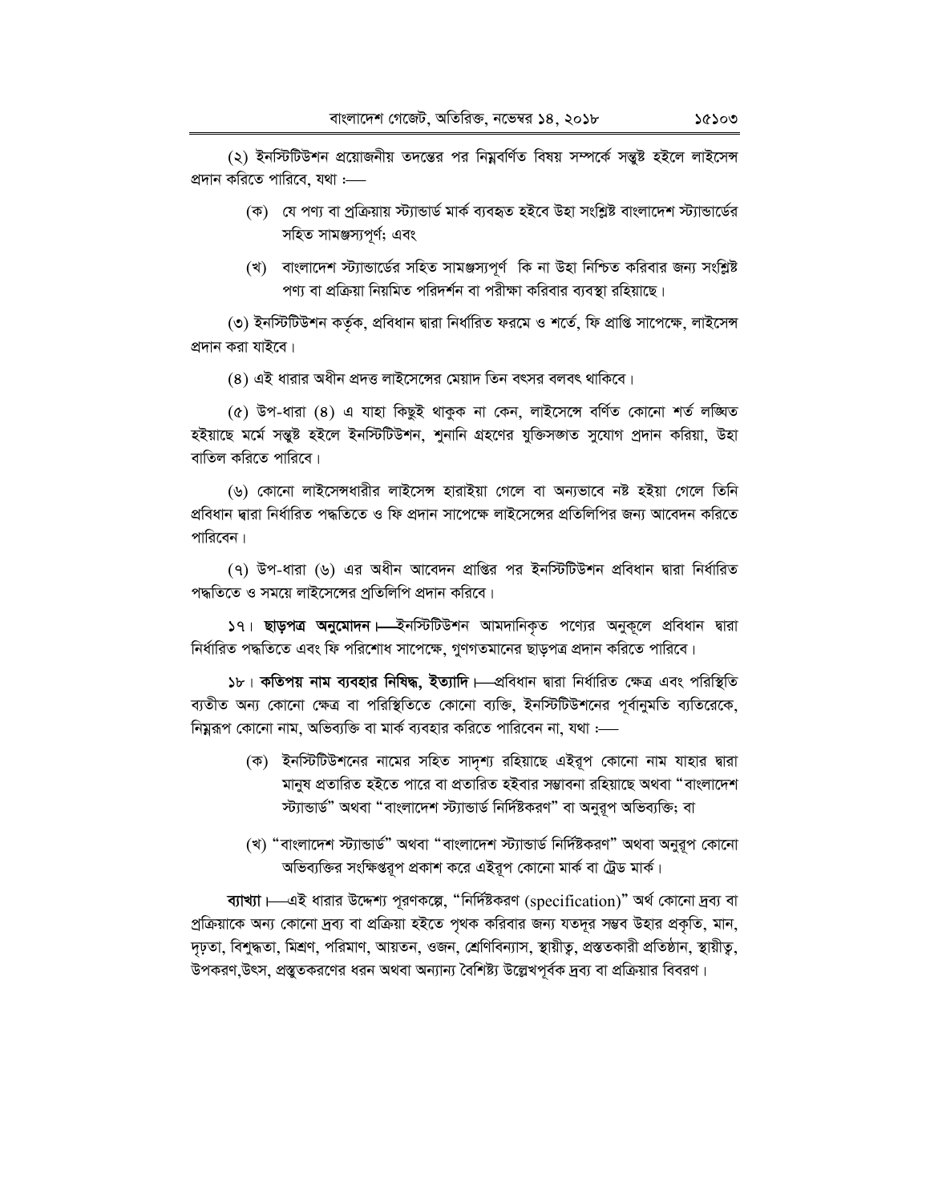(২) ইনস্টিটিউশন প্রয়োজনীয় তদন্তের পর নিম্নবর্ণিত বিষয় সম্পর্কে সন্তুষ্ট হইলে লাইসেন্স প্রদান করিতে পারিবে, যথা :—

(ক) যে পণ্য বা প্রক্রিয়ায় স্ট্যান্ডার্ড মার্ক ব্যবহৃত হইবে উহা সংশ্লিষ্ট বাংলাদেশ স্ট্যান্ডার্ডের সহিত সামঞ্জস্যপূর্ণ; এবং

(খ) বাংলাদেশ স্ট্যান্ডার্ডের সহিত সামঞ্জস্যপূর্ণ কি না উহা নিশ্চিত করিবার জন্য সংশ্লিষ্ট পণ্য বা প্রক্রিয়া নিয়মিত পরিদর্শন বা পরীক্ষা করিবার ব্যবস্থা রহিয়াছে।

(৩) ইনস্টিটিউশন কর্তৃক, প্রবিধান দ্বারা নির্ধারিত ফরমে ও শর্তে, ফি প্রাপ্তি সাপেক্ষে, লাইসেন্স প্রদান করা যাইবে।

(৪) এই ধারার অধীন প্রদত্ত লাইসেন্সের মেয়াদ তিন বৎসর বলবৎ থাকিবে।

(৫) উপ-ধারা (৪) এ যাহা কিছুই থাকুক না কেন, লাইসেন্সে বর্ণিত কোনো শর্ত লঙ্ঘিত হইয়াছে মর্মে সন্তুষ্ট হইলে ইনস্টিটিউশন, শুনানি গ্রহণের যুক্তিসঙ্গত সুযোগ প্রদান করিয়া, উহা বাতিল করিতে পারিবে।

(৬) কোনো লাইসেন্সধারীর লাইসেন্স হারাইয়া গেলে বা অন্যভাবে নষ্ট হইয়া গেলে তিনি প্রবিধান দ্বারা নির্ধারিত পদ্ধতিতে ও ফি প্রদান সাপেক্ষে লাইসেন্সের প্রতিলিপির জন্য আবেদন করিতে পারিবেন।

(৭) উপ-ধারা (৬) এর অধীন আবেদন প্রাপ্তির পর ইনস্টিটিউশন প্রবিধান দ্বারা নির্ধারিত পদ্ধতিতে ও সময়ে লাইসেন্সের প্রতিলিপি প্রদান করিবে।

১৭। **ছাড়পত্র অনুমোদন।**—ইনস্টিটিউশন আমদানিকৃত পণ্যের অনুকূলে প্রবিধান দ্বারা নির্ধারিত পদ্ধতিতে এবং ফি পরিশোধ সাপেক্ষে, গুণগতমানের ছাড়পত্র প্রদান করিতে পারিবে।

১৮। **কতিপয় নাম ব্যবহার নিষিদ্ধ, ইত্যাদি।**—প্রবিধান দ্বারা নির্ধারিত ক্ষেত্র এবং পরিস্থিতি ব্যতীত অন্য কোনো ক্ষেত্র বা পরিস্থিতিতে কোনো ব্যক্তি, ইনস্টিটিউশনের পূর্বানুমতি ব্যতিরেকে, নিম্নরূপ কোনো নাম, অভিব্যক্তি বা মার্ক ব্যবহার করিতে পারিবেন না, যথা :—

(ক) ইনস্টিটিউশনের নামের সহিত সাদৃশ্য রহিয়াছে এইরূপ কোনো নাম যাহার দ্বারা মানুষ প্রতারিত হইতে পারে বা প্রতারিত হইবার সম্ভাবনা রহিয়াছে অথবা "বাংলাদেশ স্ট্যান্ডার্ড" অথবা "বাংলাদেশ স্ট্যান্ডার্ড নির্দিষ্টকরণ" বা অনুরূপ অভিব্যক্তি; বা

(খ) "বাংলাদেশ স্ট্যান্ডার্ড" অথবা "বাংলাদেশ স্ট্যান্ডার্ড নির্দিষ্টকরণ" অথবা অনুরূপ কোনো অভিব্যক্তির সংক্ষিপ্তরূপ প্রকাশ করে এইরূপ কোনো মার্ক বা ট্রেড মার্ক।

**ব্যাখ্যা।**—এই ধারার উদ্দেশ্য পূরণকল্পে, "নির্দিষ্টকরণ (specification)" অর্থ কোনো দ্রব্য বা প্রক্রিয়াকে অন্য কোনো দ্রব্য বা প্রক্রিয়া হইতে পৃথক করিবার জন্য যতদূর সম্ভব উহার প্রকৃতি, মান, দৃঢ়তা, বিশুদ্ধতা, মিশ্রণ, পরিমাণ, আয়তন, ওজন, শ্রেণিবিন্যাস, স্থায়ীত্ব, প্রস্তুতকারী প্রতিষ্ঠান, স্থায়ীত্ব, উপকরণ,উৎস, প্রস্তুতকরণের ধরন অথবা অন্যান্য বৈশিষ্ট্য উল্লেখপূর্বক দ্রব্য বা প্রক্রিয়ার বিবরণ।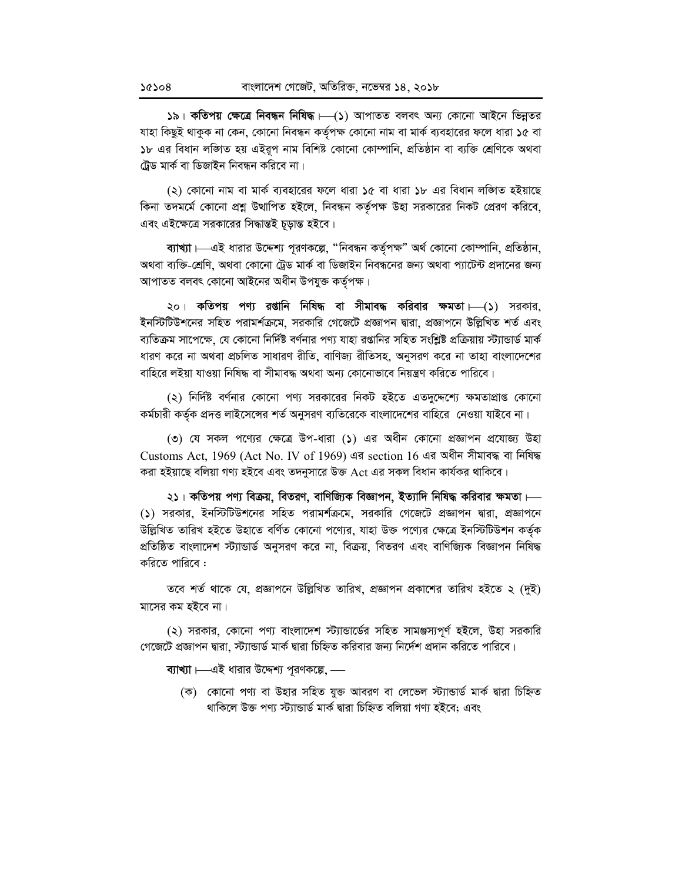১৯। **কতিপয় ক্ষেত্রে নিবন্ধন নিষিদ্ধ**।—(১) আপাতত বলবৎ অন্য কোনো আইনে ভিন্নতর যাহা কিছুই থাকুক না কেন, কোনো নিবন্ধন কর্তৃপক্ষ কোনো নাম বা মার্ক ব্যবহারের ফলে ধারা ১৫ বা ১৮ এর বিধান লঙ্ঘিত হয় এইরূপ নাম বিশিষ্ট কোনো কোম্পানি, প্রতিষ্ঠান বা ব্যক্তি শ্রেণিকে অথবা ট্রেড মার্ক বা ডিজাইন নিবন্ধন করিবে না।

(২) কোনো নাম বা মার্ক ব্যবহারের ফলে ধারা ১৫ বা ধারা ১৮ এর বিধান লঙ্ঘিত হইয়াছে কিনা তদমর্মে কোনো প্রশ্ন উত্থাপিত হইলে, নিবন্ধন কর্তৃপক্ষ উহা সরকারের নিকট প্রেরণ করিবে, এবং এইক্ষেত্রে সরকারের সিদ্ধান্তই চূড়ান্ত হইবে।

**ব্যাখ্যা**।—এই ধারার উদ্দেশ্য পূরণকল্পে, "নিবন্ধন কর্তৃপক্ষ" অর্থ কোনো কোম্পানি, প্রতিষ্ঠান, অথবা ব্যক্তি-শ্রেণি, অথবা কোনো ট্রেড মার্ক বা ডিজাইন নিবন্ধনের জন্য অথবা প্যাটেন্ট প্রদানের জন্য আপাতত বলবৎ কোনো আইনের অধীন উপযুক্ত কর্তৃপক্ষ।

২০। **কতিপয় পণ্য রপ্তানি নিষিদ্ধ বা সীমাবদ্ধ করিবার ক্ষমতা**।—(১) সরকার, ইনস্টিটিউশনের সহিত পরামর্শক্রমে, সরকারি গেজেটে প্রজ্ঞাপন দ্বারা, প্রজ্ঞাপনে উল্লিখিত শর্ত এবং ব্যতিক্রম সাপেক্ষে, যে কোনো নির্দিষ্ট বর্ণনার পণ্য যাহা রপ্তানির সহিত সংশ্লিষ্ট প্রক্রিয়ায় স্ট্যান্ডার্ড মার্ক ধারণ করে না অথবা প্রচলিত সাধারণ রীতি, বাণিজ্য রীতিসহ, অনুসরণ করে না তাহা বাংলাদেশের বাহিরে লইয়া যাওয়া নিষিদ্ধ বা সীমাবদ্ধ অথবা অন্য কোনোভাবে নিয়ন্ত্রণ করিতে পারিবে।

(২) নির্দিষ্ট বর্ণনার কোনো পণ্য সরকারের নিকট হইতে এতদুদ্দেশ্যে ক্ষমতাপ্রাপ্ত কোনো কর্মচারী কর্তৃক প্রদত্ত লাইসেন্সের শর্ত অনুসরণ ব্যতিরেকে বাংলাদেশের বাহিরে নেওয়া যাইবে না।

(৩) যে সকল পণ্যের ক্ষেত্রে উপ-ধারা (১) এর অধীন কোনো প্রজ্ঞাপন প্রযোজ্য উহা Customs Act, 1969 (Act No. IV of 1969) এর section 16 এর অধীন সীমাবদ্ধ বা নিষিদ্ধ করা হইয়াছে বলিয়া গণ্য হইবে এবং তদনুসারে উক্ত Act এর সকল বিধান কার্যকর থাকিবে।

২১। **কতিপয় পণ্য বিক্রয়, বিতরণ, বাণিজ্যিক বিজ্ঞাপন, ইত্যাদি নিষিদ্ধ করিবার ক্ষমতা**।—(১) সরকার, ইনস্টিটিউশনের সহিত পরামর্শক্রমে, সরকারি গেজেটে প্রজ্ঞাপন দ্বারা, প্রজ্ঞাপনে উল্লিখিত তারিখ হইতে উহাতে বর্ণিত কোনো পণ্যের, যাহা উক্ত পণ্যের ক্ষেত্রে ইনস্টিটিউশন কর্তৃক প্রতিষ্ঠিত বাংলাদেশ স্ট্যান্ডার্ড অনুসরণ করে না, বিক্রয়, বিতরণ এবং বাণিজ্যিক বিজ্ঞাপন নিষিদ্ধ করিতে পারিবে :

তবে শর্ত থাকে যে, প্রজ্ঞাপনে উল্লিখিত তারিখ, প্রজ্ঞাপন প্রকাশের তারিখ হইতে ২ (দুই) মাসের কম হইবে না।

(২) সরকার, কোনো পণ্য বাংলাদেশ স্ট্যান্ডার্ডের সহিত সামঞ্জস্যপূর্ণ হইলে, উহা সরকারি গেজেটে প্রজ্ঞাপন দ্বারা, স্ট্যান্ডার্ড মার্ক দ্বারা চিহ্নিত করিবার জন্য নির্দেশ প্রদান করিতে পারিবে।

**ব্যাখ্যা**।—এই ধারার উদ্দেশ্য পূরণকল্পে,—

(ক) কোনো পণ্য বা উহার সহিত যুক্ত আবরণ বা লেভেল স্ট্যান্ডার্ড মার্ক দ্বারা চিহ্নিত থাকিলে উক্ত পণ্য স্ট্যান্ডার্ড মার্ক দ্বারা চিহ্নিত বলিয়া গণ্য হইবে; এবং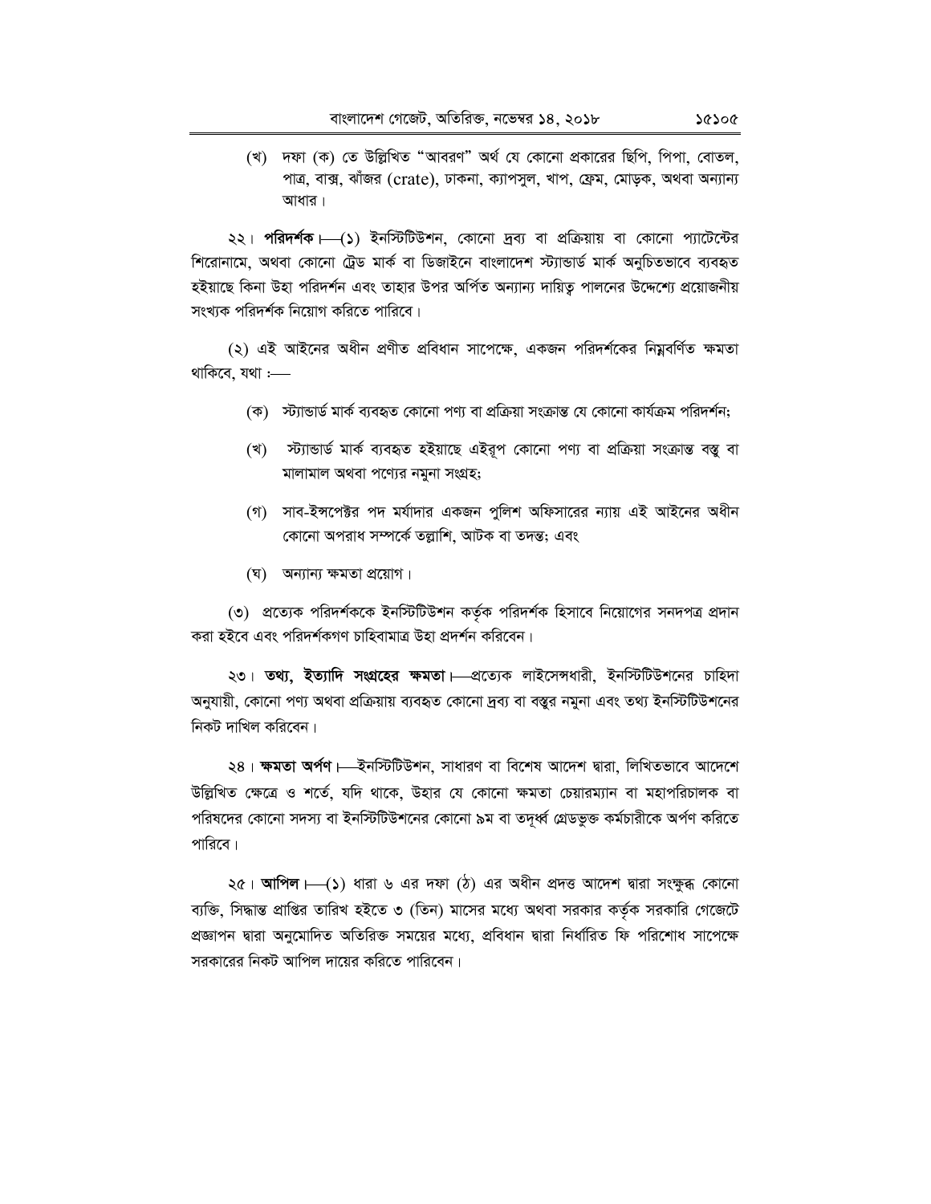(খ) দফা (ক) তে উল্লিখিত "আবরণ" অর্থ যে কোনো প্রকারের ছিপি, পিপা, বোতল, পাত্র, বাক্স, ঝাঁজর (crate), ঢাকনা, ক্যাপসুল, খাপ, ফ্রেম, মোড়ক, অথবা অন্যান্য আধার।

২২। **পরিদর্শক**।—(১) ইনস্টিটিউশন, কোনো দ্রব্য বা প্রক্রিয়ায় বা কোনো প্যাটেন্টের শিরোনামে, অথবা কোনো ট্রেড মার্ক বা ডিজাইনে বাংলাদেশ স্ট্যান্ডার্ড মার্ক অনুচিতভাবে ব্যবহৃত হইয়াছে কিনা উহা পরিদর্শন এবং তাহার উপর অর্পিত অন্যান্য দায়িত্ব পালনের উদ্দেশ্যে প্রয়োজনীয় সংখ্যক পরিদর্শক নিয়োগ করিতে পারিবে।

(২) এই আইনের অধীন প্রণীত প্রবিধান সাপেক্ষে, একজন পরিদর্শকের নিম্নবর্ণিত ক্ষমতা থাকিবে, যথা :—

(ক) স্ট্যান্ডার্ড মার্ক ব্যবহৃত কোনো পণ্য বা প্রক্রিয়া সংক্রান্ত যে কোনো কার্যক্রম পরিদর্শন;

(খ) স্ট্যান্ডার্ড মার্ক ব্যবহৃত হইয়াছে এইরূপ কোনো পণ্য বা প্রক্রিয়া সংক্রান্ত বস্তু বা মালামাল অথবা পণ্যের নমুনা সংগ্রহ;

(গ) সাব-ইন্সপেক্টর পদ মর্যাদার একজন পুলিশ অফিসারের ন্যায় এই আইনের অধীন কোনো অপরাধ সম্পর্কে তল্লাশি, আটক বা তদন্ত; এবং

(ঘ) অন্যান্য ক্ষমতা প্রয়োগ।

(৩) প্রত্যেক পরিদর্শককে ইনস্টিটিউশন কর্তৃক পরিদর্শক হিসাবে নিয়োগের সনদপত্র প্রদান করা হইবে এবং পরিদর্শকগণ চাহিবামাত্র উহা প্রদর্শন করিবেন।

২৩। **তথ্য, ইত্যাদি সংগ্রহের ক্ষমতা**।—প্রত্যেক লাইসেন্সধারী, ইনস্টিটিউশনের চাহিদা অনুযায়ী, কোনো পণ্য অথবা প্রক্রিয়ায় ব্যবহৃত কোনো দ্রব্য বা বস্তুর নমুনা এবং তথ্য ইনস্টিটিউশনের নিকট দাখিল করিবেন।

২৪। **ক্ষমতা অর্পণ**।—ইনস্টিটিউশন, সাধারণ বা বিশেষ আদেশ দ্বারা, লিখিতভাবে আদেশে উল্লিখিত ক্ষেত্রে ও শর্তে, যদি থাকে, উহার যে কোনো ক্ষমতা চেয়ারম্যান বা মহাপরিচালক বা পরিষদের কোনো সদস্য বা ইনস্টিটিউশনের কোনো ৯ম বা তদূর্ধ্ব গ্রেডভুক্ত কর্মচারীকে অর্পণ করিতে পারিবে।

২৫। **আপিল**।—(১) ধারা ৬ এর দফা (ঠ) এর অধীন প্রদত্ত আদেশ দ্বারা সংক্ষুব্ধ কোনো ব্যক্তি, সিদ্ধান্ত প্রাপ্তির তারিখ হইতে ৩ (তিন) মাসের মধ্যে অথবা সরকার কর্তৃক সরকারি গেজেটে প্রজ্ঞাপন দ্বারা অনুমোদিত অতিরিক্ত সময়ের মধ্যে, প্রবিধান দ্বারা নির্ধারিত ফি পরিশোধ সাপেক্ষে সরকারের নিকট আপিল দায়ের করিতে পারিবেন।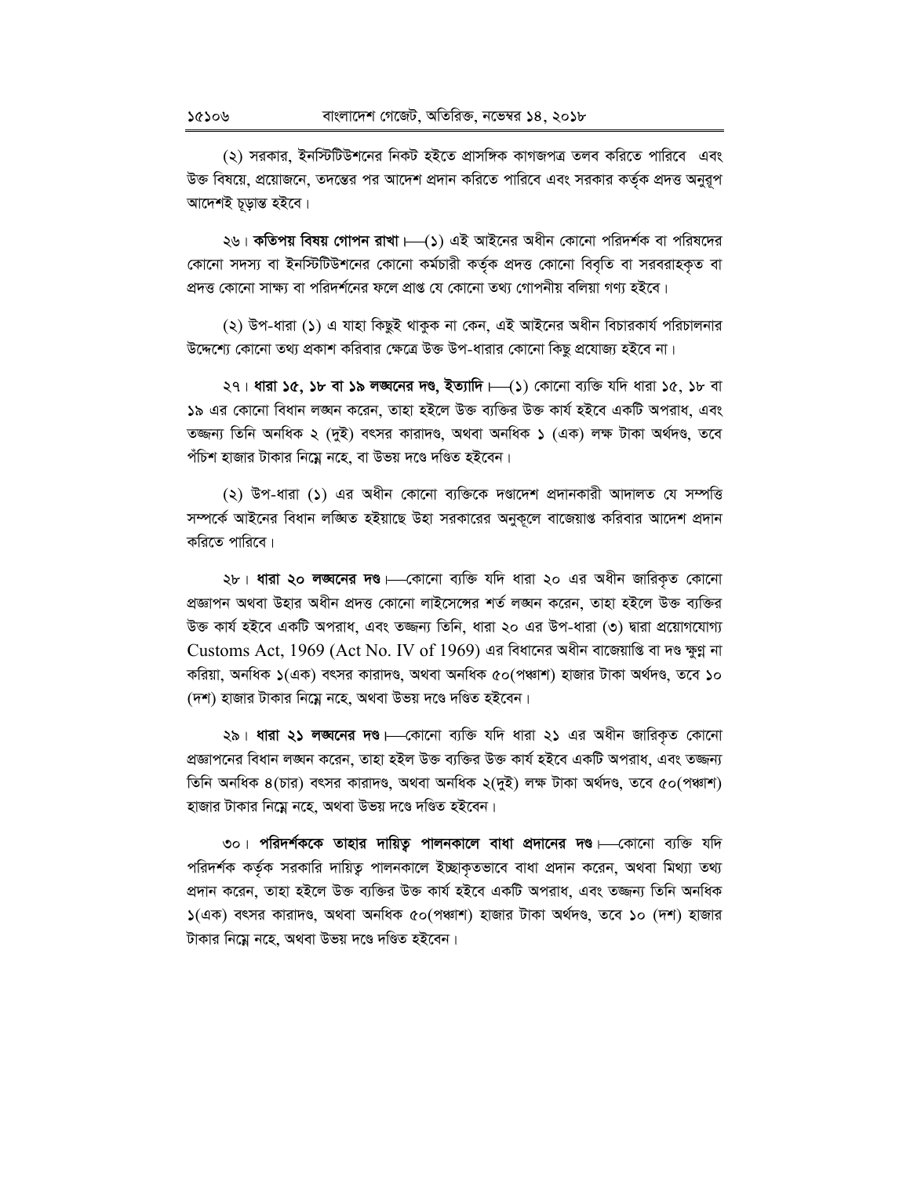(২) সরকার, ইনস্টিটিউশনের নিকট হইতে প্রাসঙ্গিক কাগজপত্র তলব করিতে পারিবে এবং উক্ত বিষয়ে, প্রয়োজনে, তদন্তের পর আদেশ প্রদান করিতে পারিবে এবং সরকার কর্তৃক প্রদত্ত অনুরূপ আদেশই চূড়ান্ত হইবে।

২৬। **কতিপয় বিষয় গোপন রাখা**।—(১) এই আইনের অধীন কোনো পরিদর্শক বা পরিষদের কোনো সদস্য বা ইনস্টিটিউশনের কোনো কর্মচারী কর্তৃক প্রদত্ত কোনো বিবৃতি বা সরবরাহকৃত বা প্রদত্ত কোনো সাক্ষ্য বা পরিদর্শনের ফলে প্রাপ্ত যে কোনো তথ্য গোপনীয় বলিয়া গণ্য হইবে।

(২) উপ-ধারা (১) এ যাহা কিছুই থাকুক না কেন, এই আইনের অধীন বিচারকার্য পরিচালনার উদ্দেশ্যে কোনো তথ্য প্রকাশ করিবার ক্ষেত্রে উক্ত উপ-ধারার কোনো কিছু প্রযোজ্য হইবে না।

২৭। **ধারা ১৫, ১৮ বা ১৯ লঙ্ঘনের দণ্ড, ইত্যাদি**।—(১) কোনো ব্যক্তি যদি ধারা ১৫, ১৮ বা ১৯ এর কোনো বিধান লঙ্ঘন করেন, তাহা হইলে উক্ত ব্যক্তির উক্ত কার্য হইবে একটি অপরাধ, এবং তজ্জন্য তিনি অনধিক ২ (দুই) বৎসর কারাদণ্ড, অথবা অনধিক ১ (এক) লক্ষ টাকা অর্থদণ্ড, তবে পঁচিশ হাজার টাকার নিম্নে নহে, বা উভয় দণ্ডে দণ্ডিত হইবেন।

(২) উপ-ধারা (১) এর অধীন কোনো ব্যক্তিকে দণ্ডাদেশ প্রদানকারী আদালত যে সম্পত্তি সম্পর্কে আইনের বিধান লঙ্ঘিত হইয়াছে উহা সরকারের অনুকূলে বাজেয়াপ্ত করিবার আদেশ প্রদান করিতে পারিবে।

২৮। **ধারা ২০ লঙ্ঘনের দণ্ড**।—কোনো ব্যক্তি যদি ধারা ২০ এর অধীন জারিকৃত কোনো প্রজ্ঞাপন অথবা উহার অধীন প্রদত্ত কোনো লাইসেন্সের শর্ত লঙ্ঘন করেন, তাহা হইলে উক্ত ব্যক্তির উক্ত কার্য হইবে একটি অপরাধ, এবং তজ্জন্য তিনি, ধারা ২০ এর উপ-ধারা (৩) দ্বারা প্রয়োগযোগ্য Customs Act, 1969 (Act No. IV of 1969) এর বিধানের অধীন বাজেয়াপ্তি বা দণ্ড ক্ষুণ্ন না করিয়া, অনধিক ১(এক) বৎসর কারাদণ্ড, অথবা অনধিক ৫০(পঞ্চাশ) হাজার টাকা অর্থদণ্ড, তবে ১০ (দশ) হাজার টাকার নিম্নে নহে, অথবা উভয় দণ্ডে দণ্ডিত হইবেন।

২৯। **ধারা ২১ লঙ্ঘনের দণ্ড**।—কোনো ব্যক্তি যদি ধারা ২১ এর অধীন জারিকৃত কোনো প্রজ্ঞাপনের বিধান লঙ্ঘন করেন, তাহা হইল উক্ত ব্যক্তির উক্ত কার্য হইবে একটি অপরাধ, এবং তজ্জন্য তিনি অনধিক ৪(চার) বৎসর কারাদণ্ড, অথবা অনধিক ২(দুই) লক্ষ টাকা অর্থদণ্ড, তবে ৫০(পঞ্চাশ) হাজার টাকার নিম্নে নহে, অথবা উভয় দণ্ডে দণ্ডিত হইবেন।

৩০। **পরিদর্শককে তাহার দায়িত্ব পালনকালে বাধা প্রদানের দণ্ড**।—কোনো ব্যক্তি যদি পরিদর্শক কর্তৃক সরকারি দায়িত্ব পালনকালে ইচ্ছাকৃতভাবে বাধা প্রদান করেন, অথবা মিথ্যা তথ্য প্রদান করেন, তাহা হইলে উক্ত ব্যক্তির উক্ত কার্য হইবে একটি অপরাধ, এবং তজ্জন্য তিনি অনধিক ১(এক) বৎসর কারাদণ্ড, অথবা অনধিক ৫০(পঞ্চাশ) হাজার টাকা অর্থদণ্ড, তবে ১০ (দশ) হাজার টাকার নিম্নে নহে, অথবা উভয় দণ্ডে দণ্ডিত হইবেন।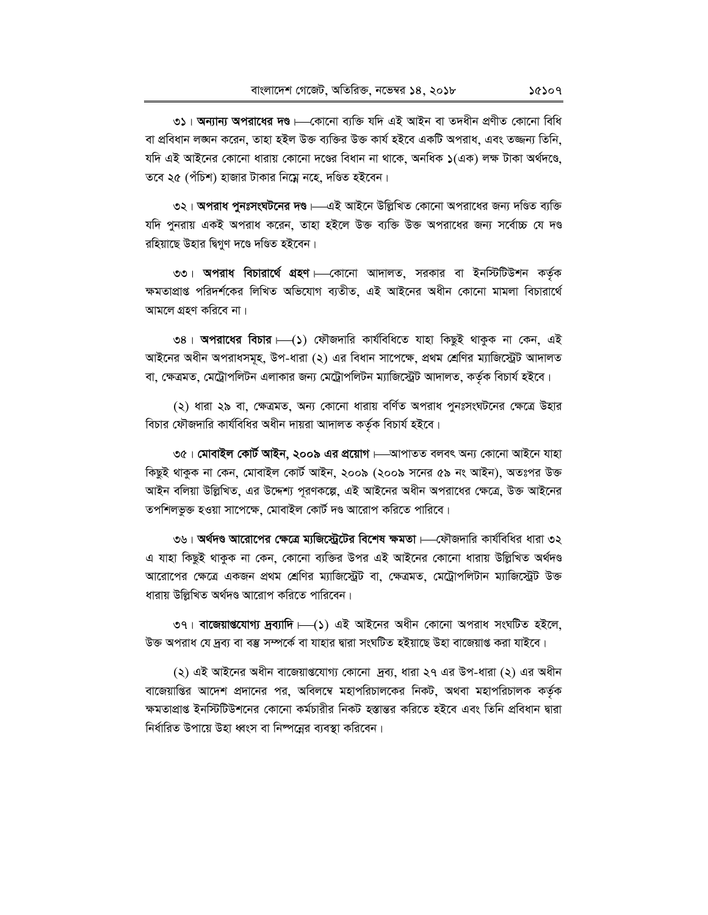**৩১। অন্যান্য অপরাধের দণ্ড।**—কোনো ব্যক্তি যদি এই আইন বা তদধীন প্রণীত কোনো বিধি বা প্রবিধান লঙ্ঘন করেন, তাহা হইল উক্ত ব্যক্তির উক্ত কার্য হইবে একটি অপরাধ, এবং তজ্জন্য তিনি, যদি এই আইনের কোনো ধারায় কোনো দণ্ডের বিধান না থাকে, অনধিক ১(এক) লক্ষ টাকা অর্থদণ্ডে, তবে ২৫ (পঁচিশ) হাজার টাকার নিম্নে নহে, দণ্ডিত হইবেন।

**৩২। অপরাধ পুনঃসংঘটনের দণ্ড।**—এই আইনে উল্লিখিত কোনো অপরাধের জন্য দণ্ডিত ব্যক্তি যদি পুনরায় একই অপরাধ করেন, তাহা হইলে উক্ত ব্যক্তি উক্ত অপরাধের জন্য সর্বোচ্চ যে দণ্ড রহিয়াছে উহার দ্বিগুণ দণ্ডে দণ্ডিত হইবেন।

**৩৩। অপরাধ বিচারার্থে গ্রহণ।**—কোনো আদালত, সরকার বা ইনস্টিটিউশন কর্তৃক ক্ষমতাপ্রাপ্ত পরিদর্শকের লিখিত অভিযোগ ব্যতীত, এই আইনের অধীন কোনো মামলা বিচারার্থে আমলে গ্রহণ করিবে না।

**৩৪। অপরাধের বিচার।**—(১) ফৌজদারি কার্যবিধিতে যাহা কিছুই থাকুক না কেন, এই আইনের অধীন অপরাধসমূহ, উপ-ধারা (২) এর বিধান সাপেক্ষে, প্রথম শ্রেণির ম্যাজিস্ট্রেট আদালত বা, ক্ষেত্রমত, মেট্রোপলিটন এলাকার জন্য মেট্রোপলিটন ম্যাজিস্ট্রেট আদালত, কর্তৃক বিচার্য হইবে।

(২) ধারা ২৯ বা, ক্ষেত্রমত, অন্য কোনো ধারায় বর্ণিত অপরাধ পুনঃসংঘটনের ক্ষেত্রে উহার বিচার ফৌজদারি কার্যবিধির অধীন দায়রা আদালত কর্তৃক বিচার্য হইবে।

**৩৫। মোবাইল কোর্ট আইন, ২০০৯ এর প্রয়োগ।**—আপাতত বলবৎ অন্য কোনো আইনে যাহা কিছুই থাকুক না কেন, মোবাইল কোর্ট আইন, ২০০৯ (২০০৯ সনের ৫৯ নং আইন), অতঃপর উক্ত আইন বলিয়া উল্লিখিত, এর উদ্দেশ্য পূরণকল্পে, এই আইনের অধীন অপরাধের ক্ষেত্রে, উক্ত আইনের তপশিলভুক্ত হওয়া সাপেক্ষে, মোবাইল কোর্ট দণ্ড আরোপ করিতে পারিবে।

**৩৬। অর্থদণ্ড আরোপের ক্ষেত্রে ম্যাজিস্ট্রেটের বিশেষ ক্ষমতা।**—ফৌজদারি কার্যবিধির ধারা ৩২ এ যাহা কিছুই থাকুক না কেন, কোনো ব্যক্তির উপর এই আইনের কোনো ধারায় উল্লিখিত অর্থদণ্ড আরোপের ক্ষেত্রে একজন প্রথম শ্রেণির ম্যাজিস্ট্রেট বা, ক্ষেত্রমত, মেট্রোপলিটান ম্যাজিস্ট্রেট উক্ত ধারায় উল্লিখিত অর্থদণ্ড আরোপ করিতে পারিবেন।

**৩৭। বাজেয়াপ্তযোগ্য দ্রব্যাদি।**—(১) এই আইনের অধীন কোনো অপরাধ সংঘটিত হইলে, উক্ত অপরাধ যে দ্রব্য বা বস্তু সম্পর্কে বা যাহার দ্বারা সংঘটিত হইয়াছে উহা বাজেয়াপ্ত করা যাইবে।

(২) এই আইনের অধীন বাজেয়াপ্তযোগ্য কোনো দ্রব্য, ধারা ২৭ এর উপ-ধারা (২) এর অধীন বাজেয়াপ্তির আদেশ প্রদানের পর, অবিলম্বে মহাপরিচালকের নিকট, অথবা মহাপরিচালক কর্তৃক ক্ষমতাপ্রাপ্ত ইনস্টিটিউশনের কোনো কর্মচারীর নিকট হস্তান্তর করিতে হইবে এবং তিনি প্রবিধান দ্বারা নির্ধারিত উপায়ে উহা ধ্বংস বা নিষ্পন্নের ব্যবস্থা করিবেন।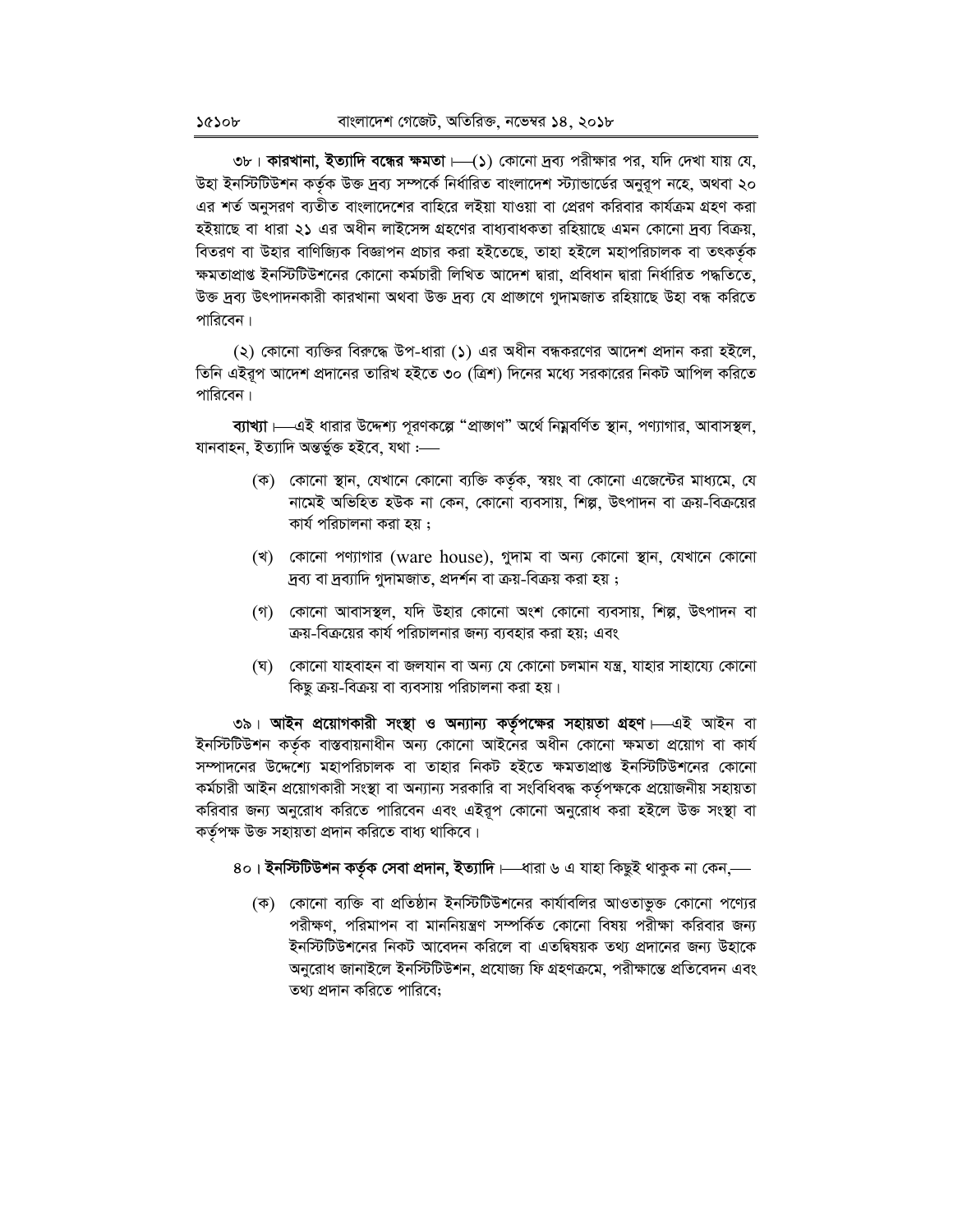৩৮। **কারখানা, ইত্যাদি বন্ধের ক্ষমতা**।—(১) কোনো দ্রব্য পরীক্ষার পর, যদি দেখা যায় যে, উহা ইনস্টিটিউশন কর্তৃক উক্ত দ্রব্য সম্পর্কে নির্ধারিত বাংলাদেশ স্ট্যান্ডার্ডের অনুরূপ নহে, অথবা ২০ এর শর্ত অনুসরণ ব্যতীত বাংলাদেশের বাহিরে লইয়া যাওয়া বা প্রেরণ করিবার কার্যক্রম গ্রহণ করা হইয়াছে বা ধারা ২১ এর অধীন লাইসেন্স গ্রহণের বাধ্যবাধকতা রহিয়াছে এমন কোনো দ্রব্য বিক্রয়, বিতরণ বা উহার বাণিজ্যিক বিজ্ঞাপন প্রচার করা হইতেছে, তাহা হইলে মহাপরিচালক বা তৎকর্তৃক ক্ষমতাপ্রাপ্ত ইনস্টিটিউশনের কোনো কর্মচারী লিখিত আদেশ দ্বারা, প্রবিধান দ্বারা নির্ধারিত পদ্ধতিতে, উক্ত দ্রব্য উৎপাদনকারী কারখানা অথবা উক্ত দ্রব্য যে প্রাঙ্গণে গুদামজাত রহিয়াছে উহা বন্ধ করিতে পারিবেন।

(২) কোনো ব্যক্তির বিরুদ্ধে উপ-ধারা (১) এর অধীন বন্ধকরণের আদেশ প্রদান করা হইলে, তিনি এইরূপ আদেশ প্রদানের তারিখ হইতে ৩০ (ত্রিশ) দিনের মধ্যে সরকারের নিকট আপিল করিতে পারিবেন।

**ব্যাখ্যা**।—এই ধারার উদ্দেশ্য পূরণকল্পে "প্রাঙ্গণ" অর্থে নিম্নবর্ণিত স্থান, পণ্যাগার, আবাসস্থল, যানবাহন, ইত্যাদি অন্তর্ভুক্ত হইবে, যথা :—

(ক) কোনো স্থান, যেখানে কোনো ব্যক্তি কর্তৃক, স্বয়ং বা কোনো এজেন্টের মাধ্যমে, যে নামেই অভিহিত হউক না কেন, কোনো ব্যবসায়, শিল্প, উৎপাদন বা ক্রয়-বিক্রয়ের কার্য পরিচালনা করা হয় ;

(খ) কোনো পণ্যাগার (ware house), গুদাম বা অন্য কোনো স্থান, যেখানে কোনো দ্রব্য বা দ্রব্যাদি গুদামজাত, প্রদর্শন বা ক্রয়-বিক্রয় করা হয় ;

(গ) কোনো আবাসস্থল, যদি উহার কোনো অংশ কোনো ব্যবসায়, শিল্প, উৎপাদন বা ক্রয়-বিক্রয়ের কার্য পরিচালনার জন্য ব্যবহার করা হয়; এবং

(ঘ) কোনো যাহবাহন বা জলযান বা অন্য যে কোনো চলমান যন্ত্র, যাহার সাহায্যে কোনো কিছু ক্রয়-বিক্রয় বা ব্যবসায় পরিচালনা করা হয়।

৩৯। **আইন প্রয়োগকারী সংস্থা ও অন্যান্য কর্তৃপক্ষের সহায়তা গ্রহণ**।—এই আইন বা ইনস্টিটিউশন কর্তৃক বাস্তবায়নাধীন অন্য কোনো আইনের অধীন কোনো ক্ষমতা প্রয়োগ বা কার্য সম্পাদনের উদ্দেশ্যে মহাপরিচালক বা তাহার নিকট হইতে ক্ষমতাপ্রাপ্ত ইনস্টিটিউশনের কোনো কর্মচারী আইন প্রয়োগকারী সংস্থা বা অন্যান্য সরকারি বা সংবিধিবদ্ধ কর্তৃপক্ষকে প্রয়োজনীয় সহায়তা করিবার জন্য অনুরোধ করিতে পারিবেন এবং এইরূপ কোনো অনুরোধ করা হইলে উক্ত সংস্থা বা কর্তৃপক্ষ উক্ত সহায়তা প্রদান করিতে বাধ্য থাকিবে।

৪০। **ইনস্টিটিউশন কর্তৃক সেবা প্রদান, ইত্যাদি**।—ধারা ৬ এ যাহা কিছুই থাকুক না কেন,—

(ক) কোনো ব্যক্তি বা প্রতিষ্ঠান ইনস্টিটিউশনের কার্যাবলির আওতাভুক্ত কোনো পণ্যের পরীক্ষণ, পরিমাপন বা মাননিয়ন্ত্রণ সম্পর্কিত কোনো বিষয় পরীক্ষা করিবার জন্য ইনস্টিটিউশনের নিকট আবেদন করিলে বা এতদ্বিষয়ক তথ্য প্রদানের জন্য উহাকে অনুরোধ জানাইলে ইনস্টিটিউশন, প্রযোজ্য ফি গ্রহণক্রমে, পরীক্ষান্তে প্রতিবেদন এবং তথ্য প্রদান করিতে পারিবে;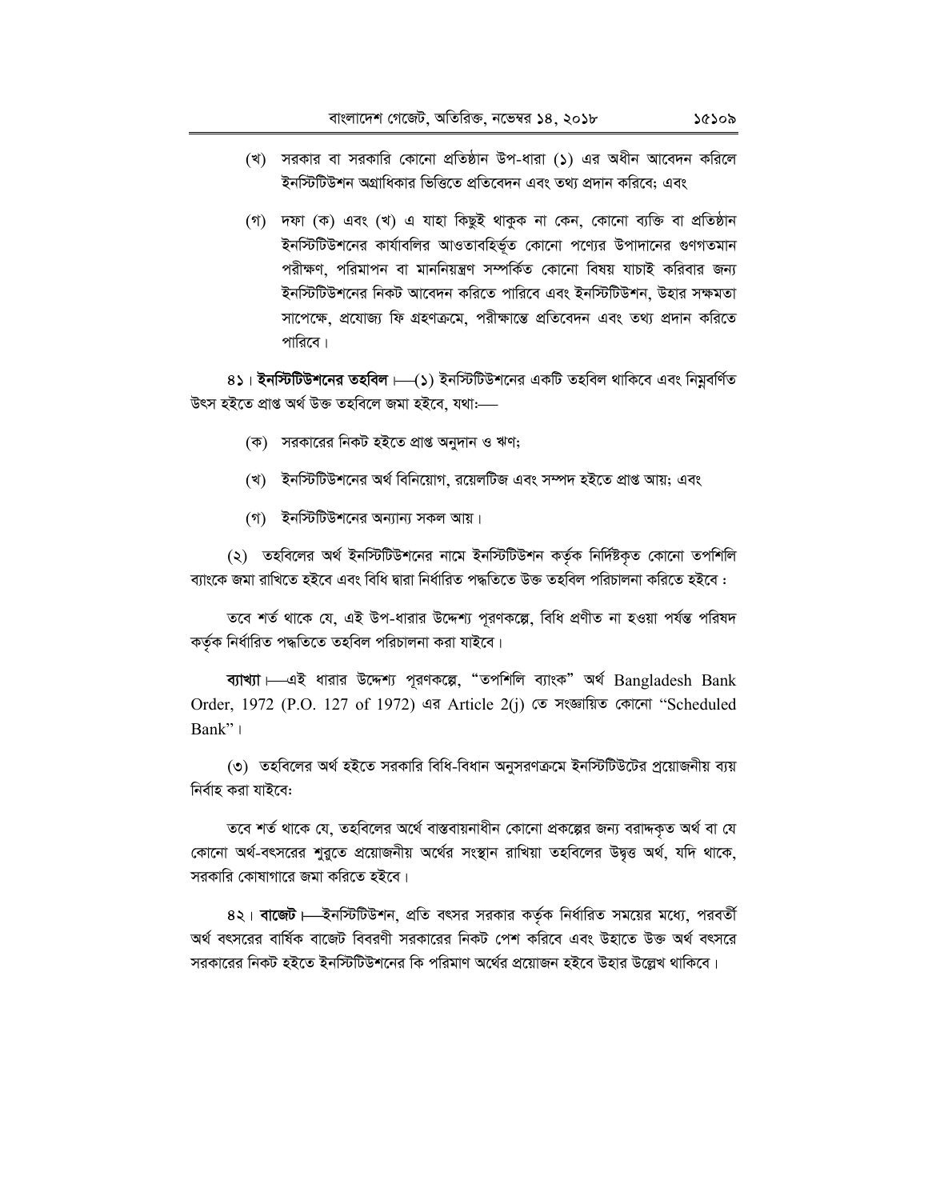(খ) সরকার বা সরকারি কোনো প্রতিষ্ঠান উপ-ধারা (১) এর অধীন আবেদন করিলে ইনস্টিটিউশন অগ্রাধিকার ভিত্তিতে প্রতিবেদন এবং তথ্য প্রদান করিবে; এবং

(গ) দফা (ক) এবং (খ) এ যাহা কিছুই থাকুক না কেন, কোনো ব্যক্তি বা প্রতিষ্ঠান ইনস্টিটিউশনের কার্যাবলির আওতাবহির্ভূত কোনো পণ্যের উপাদানের গুণগতমান পরীক্ষণ, পরিমাপন বা মাননিয়ন্ত্রণ সম্পর্কিত কোনো বিষয় যাচাই করিবার জন্য ইনস্টিটিউশনের নিকট আবেদন করিতে পারিবে এবং ইনস্টিটিউশন, উহার সক্ষমতা সাপেক্ষে, প্রযোজ্য ফি গ্রহণক্রমে, পরীক্ষান্তে প্রতিবেদন এবং তথ্য প্রদান করিতে পারিবে।

৪১। **ইনস্টিটিউশনের তহবিল**।—(১) ইনস্টিটিউশনের একটি তহবিল থাকিবে এবং নিম্নবর্ণিত উৎস হইতে প্রাপ্ত অর্থ উক্ত তহবিলে জমা হইবে, যথা:—

(ক) সরকারের নিকট হইতে প্রাপ্ত অনুদান ও ঋণ;

(খ) ইনস্টিটিউশনের অর্থ বিনিয়োগ, রয়েলটিজ এবং সম্পদ হইতে প্রাপ্ত আয়; এবং

(গ) ইনস্টিটিউশনের অন্যান্য সকল আয়।

(২) তহবিলের অর্থ ইনস্টিটিউশনের নামে ইনস্টিটিউশন কর্তৃক নির্দিষ্টকৃত কোনো তপশিলি ব্যাংকে জমা রাখিতে হইবে এবং বিধি দ্বারা নির্ধারিত পদ্ধতিতে উক্ত তহবিল পরিচালনা করিতে হইবে :

তবে শর্ত থাকে যে, এই উপ-ধারার উদ্দেশ্য পূরণকল্পে, বিধি প্রণীত না হওয়া পর্যন্ত পরিষদ কর্তৃক নির্ধারিত পদ্ধতিতে তহবিল পরিচালনা করা যাইবে।

**ব্যাখ্যা**।—এই ধারার উদ্দেশ্য পূরণকল্পে, "তপশিলি ব্যাংক" অর্থ Bangladesh Bank Order, 1972 (P.O. 127 of 1972) এর Article 2(j) তে সংজ্ঞায়িত কোনো "Scheduled Bank"।

(৩) তহবিলের অর্থ হইতে সরকারি বিধি-বিধান অনুসরণক্রমে ইনস্টিটিউটের প্রয়োজনীয় ব্যয় নির্বাহ করা যাইবে:

তবে শর্ত থাকে যে, তহবিলের অর্থে বাস্তবায়নাধীন কোনো প্রকল্পের জন্য বরাদ্দকৃত অর্থ বা যে কোনো অর্থ-বৎসরের শুরুতে প্রয়োজনীয় অর্থের সংস্থান রাখিয়া তহবিলের উদ্বৃত্ত অর্থ, যদি থাকে, সরকারি কোষাগারে জমা করিতে হইবে।

৪২। **বাজেট**।—ইনস্টিটিউশন, প্রতি বৎসর সরকার কর্তৃক নির্ধারিত সময়ের মধ্যে, পরবর্তী অর্থ বৎসরের বার্ষিক বাজেট বিবরণী সরকারের নিকট পেশ করিবে এবং উহাতে উক্ত অর্থ বৎসরে সরকারের নিকট হইতে ইনস্টিটিউশনের কি পরিমাণ অর্থের প্রয়োজন হইবে উহার উল্লেখ থাকিবে।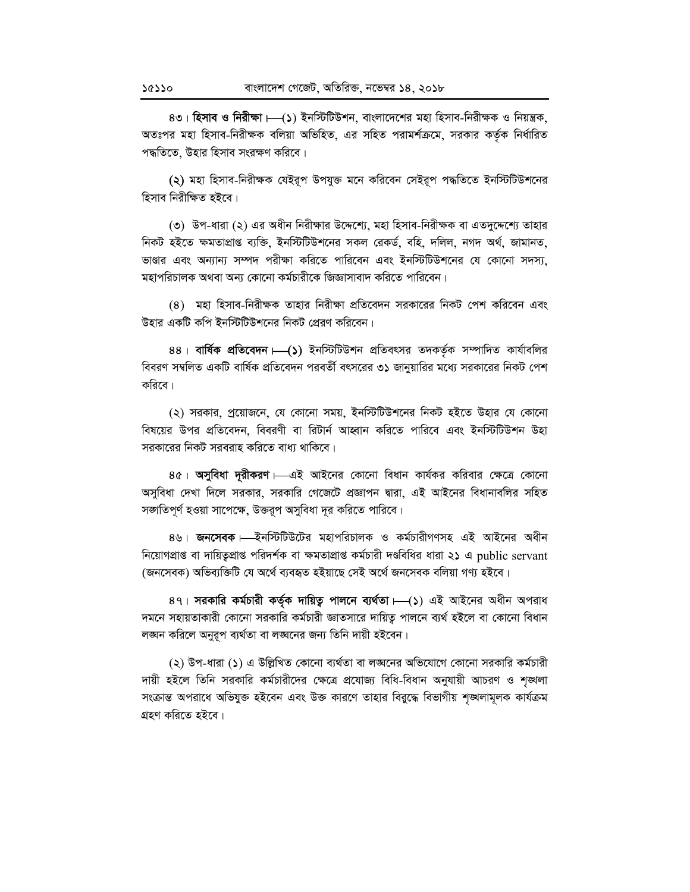৪৩। **হিসাব ও নিরীক্ষা।**—(১) ইনস্টিটিউশন, বাংলাদেশের মহা হিসাব-নিরীক্ষক ও নিয়ন্ত্রক, অতঃপর মহা হিসাব-নিরীক্ষক বলিয়া অভিহিত, এর সহিত পরামর্শক্রমে, সরকার কর্তৃক নির্ধারিত পদ্ধতিতে, উহার হিসাব সংরক্ষণ করিবে।

(২) মহা হিসাব-নিরীক্ষক যেইরূপ উপযুক্ত মনে করিবেন সেইরূপ পদ্ধতিতে ইনস্টিটিউশনের হিসাব নিরীক্ষিত হইবে।

(৩) উপ-ধারা (২) এর অধীন নিরীক্ষার উদ্দেশ্যে, মহা হিসাব-নিরীক্ষক বা এতদুদ্দেশ্যে তাহার নিকট হইতে ক্ষমতাপ্রাপ্ত ব্যক্তি, ইনস্টিটিউশনের সকল রেকর্ড, বহি, দলিল, নগদ অর্থ, জামানত, ভাণ্ডার এবং অন্যান্য সম্পদ পরীক্ষা করিতে পারিবেন এবং ইনস্টিটিউশনের যে কোনো সদস্য, মহাপরিচালক অথবা অন্য কোনো কর্মচারীকে জিজ্ঞাসাবাদ করিতে পারিবেন।

(৪) মহা হিসাব-নিরীক্ষক তাহার নিরীক্ষা প্রতিবেদন সরকারের নিকট পেশ করিবেন এবং উহার একটি কপি ইনস্টিটিউশনের নিকট প্রেরণ করিবেন।

৪৪। **বার্ষিক প্রতিবেদন।—(১)** ইনস্টিটিউশন প্রতিবৎসর তদকর্তৃক সম্পাদিত কার্যাবলির বিবরণ সম্বলিত একটি বার্ষিক প্রতিবেদন পরবর্তী বৎসরের **৩১** জানুয়ারির মধ্যে সরকারের নিকট পেশ করিবে।

(২) সরকার, প্রয়োজনে, যে কোনো সময়, ইনস্টিটিউশনের নিকট হইতে উহার যে কোনো বিষয়ের উপর প্রতিবেদন, বিবরণী বা রিটার্ন আহ্বান করিতে পারিবে এবং ইনস্টিটিউশন উহা সরকারের নিকট সরবরাহ করিতে বাধ্য থাকিবে।

৪৫। **অসুবিধা দূরীকরণ।**—এই আইনের কোনো বিধান কার্যকর করিবার ক্ষেত্রে কোনো অসুবিধা দেখা দিলে সরকার, সরকারি গেজেটে প্রজ্ঞাপন দ্বারা, এই আইনের বিধানাবলির সহিত সঙ্গতিপূর্ণ হওয়া সাপেক্ষে, উক্তরূপ অসুবিধা দূর করিতে পারিবে।

৪৬। **জনসেবক।**—ইনস্টিটিউটের মহাপরিচালক ও কর্মচারীগণসহ এই আইনের অধীন নিয়োগপ্রাপ্ত বা দায়িত্বপ্রাপ্ত পরিদর্শক বা ক্ষমতাপ্রাপ্ত কর্মচারী দণ্ডবিধির ধারা ২১ এ public servant (জনসেবক) অভিব্যক্তিটি যে অর্থে ব্যবহৃত হইয়াছে সেই অর্থে জনসেবক বলিয়া গণ্য হইবে।

৪৭। **সরকারি কর্মচারী কর্তৃক দায়িত্ব পালনে ব্যর্থতা।**—(১) এই আইনের অধীন অপরাধ দমনে সহায়তাকারী কোনো সরকারি কর্মচারী জ্ঞাতসারে দায়িত্ব পালনে ব্যর্থ হইলে বা কোনো বিধান লঙ্ঘন করিলে অনুরূপ ব্যর্থতা বা লঙ্ঘনের জন্য তিনি দায়ী হইবেন।

(২) উপ-ধারা (১) এ উল্লিখিত কোনো ব্যর্থতা বা লঙ্ঘনের অভিযোগে কোনো সরকারি কর্মচারী দায়ী হইলে তিনি সরকারি কর্মচারীদের ক্ষেত্রে প্রযোজ্য বিধি-বিধান অনুযায়ী আচরণ ও শৃঙ্খলা সংক্রান্ত অপরাধে অভিযুক্ত হইবেন এবং উক্ত কারণে তাহার বিরুদ্ধে বিভাগীয় শৃঙ্খলামূলক কার্যক্রম গ্রহণ করিতে হইবে।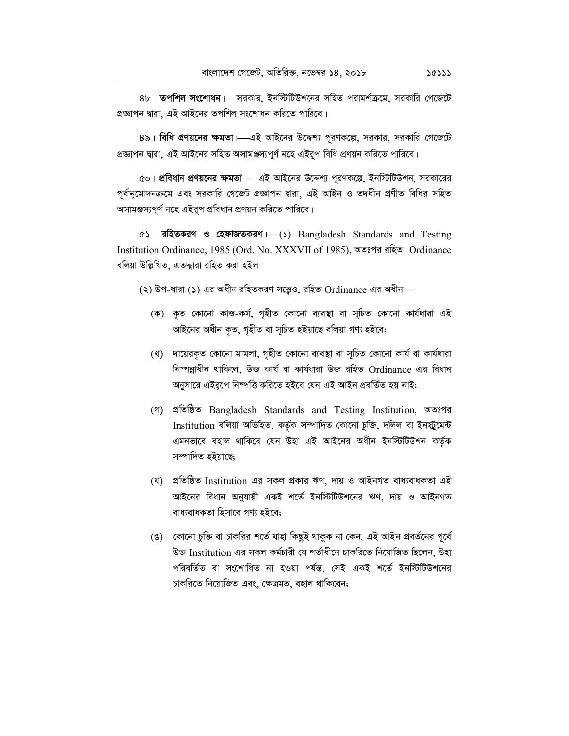৪৮। **তপশিল সংশোধন**।—সরকার, ইনস্টিটিউশনের সহিত পরামর্শক্রমে, সরকারি গেজেটে প্রজ্ঞাপন দ্বারা, এই আইনের তপশিল সংশোধন করিতে পারিবে।

৪৯। **বিধি প্রণয়নের ক্ষমতা**।—এই আইনের উদ্দেশ্য পূরণকল্পে, সরকার, সরকারি গেজেটে প্রজ্ঞাপন দ্বারা, এই আইনের সহিত অসামঞ্জস্যপূর্ণ নহে এইরূপ বিধি প্রণয়ন করিতে পারিবে।

৫০। **প্রবিধান প্রণয়নের ক্ষমতা**।—এই আইনের উদ্দেশ্য পূরণকল্পে, ইনস্টিটিউশন, সরকারের পূর্বানুমোদনক্রমে এবং সরকারি গেজেট প্রজ্ঞাপন দ্বারা, এই আইন ও তদধীন প্রণীত বিধির সহিত অসামঞ্জস্যপূর্ণ নহে এইরূপ প্রবিধান প্রণয়ন করিতে পারিবে।

৫১। **রহিতকরণ ও হেফাজতকরণ**।—(১) Bangladesh Standards and Testing Institution Ordinance, 1985 (Ord. No. XXXVII of 1985), অতঃপর রহিত Ordinance বলিয়া উল্লিখিত, এতদ্দ্বারা রহিত করা হইল।

(২) উপ-ধারা (১) এর অধীন রহিতকরণ সত্ত্বেও, রহিত Ordinance এর অধীন—

(ক) কৃত কোনো কাজ-কর্ম, গৃহীত কোনো ব্যবস্থা বা সূচিত কোনো কার্যধারা এই আইনের অধীন কৃত, গৃহীত বা সূচিত হইয়াছে বলিয়া গণ্য হইবে;

(খ) দায়েরকৃত কোনো মামলা, গৃহীত কোনো ব্যবস্থা বা সূচিত কোনো কার্য বা কার্যধারা নিষ্পন্নাধীন থাকিলে, উক্ত কার্য বা কার্যধারা উক্ত রহিত Ordinance এর বিধান অনুসারে এইরূপে নিষ্পত্তি করিতে হইবে যেন এই আইন প্রবর্তিত হয় নাই;

(গ) প্রতিষ্ঠিত Bangladesh Standards and Testing Institution, অতঃপর Institution বলিয়া অভিহিত, কর্তৃক সম্পাদিত কোনো চুক্তি, দলিল বা ইনস্ট্রুমেন্ট এমনভাবে বহাল থাকিবে যেন উহা এই আইনের অধীন ইনস্টিটিউশন কর্তৃক সম্পাদিত হইয়াছে;

(ঘ) প্রতিষ্ঠিত Institution এর সকল প্রকার ঋণ, দায় ও আইনগত বাধ্যবাধকতা এই আইনের বিধান অনুযায়ী একই শর্তে ইনস্টিটিউশনের ঋণ, দায় ও আইনগত বাধ্যবাধকতা হিসাবে গণ্য হইবে;

(ঙ) কোনো চুক্তি বা চাকরির শর্তে যাহা কিছুই থাকুক না কেন, এই আইন প্রবর্তনের পূর্বে উক্ত Institution এর সকল কর্মচারী যে শর্তাধীনে চাকরিতে নিয়োজিত ছিলেন, উহা পরিবর্তিত বা সংশোধিত না হওয়া পর্যন্ত, সেই একই শর্তে ইনস্টিটিউশনের চাকরিতে নিয়োজিত এবং, ক্ষেত্রমত, বহাল থাকিবেন;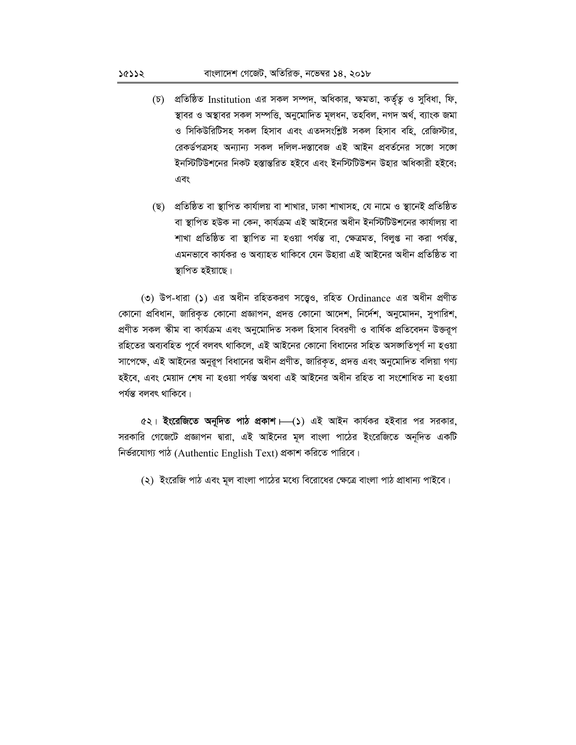(চ) প্রতিষ্ঠিত Institution এর সকল সম্পদ, অধিকার, ক্ষমতা, কর্তৃত্ব ও সুবিধা, ফি, স্থাবর ও অস্থাবর সকল সম্পত্তি, অনুমোদিত মূলধন, তহবিল, নগদ অর্থ, ব্যাংক জমা ও সিকিউরিটিসহ সকল হিসাব এবং এতদসংশ্লিষ্ট সকল হিসাব বহি, রেজিস্টার, রেকর্ডপত্রসহ অন্যান্য সকল দলিল-দস্তাবেজ এই আইন প্রবর্তনের সঙ্গে সঙ্গে ইনস্টিটিউশনের নিকট হস্তান্তরিত হইবে এবং ইনস্টিটিউশন উহার অধিকারী হইবে; এবং

(ছ) প্রতিষ্ঠিত বা স্থাপিত কার্যালয় বা শাখার, ঢাকা শাখাসহ, যে নামে ও স্থানেই প্রতিষ্ঠিত বা স্থাপিত হউক না কেন, কার্যক্রম এই আইনের অধীন ইনস্টিটিউশনের কার্যালয় বা শাখা প্রতিষ্ঠিত বা স্থাপিত না হওয়া পর্যন্ত বা, ক্ষেত্রমত, বিলুপ্ত না করা পর্যন্ত, এমনভাবে কার্যকর ও অব্যাহত থাকিবে যেন উহারা এই আইনের অধীন প্রতিষ্ঠিত বা স্থাপিত হইয়াছে।

(৩) উপ-ধারা (১) এর অধীন রহিতকরণ সত্ত্বেও, রহিত Ordinance এর অধীন প্রণীত কোনো প্রবিধান, জারিকৃত কোনো প্রজ্ঞাপন, প্রদত্ত কোনো আদেশ, নির্দেশ, অনুমোদন, সুপারিশ, প্রণীত সকল স্কীম বা কার্যক্রম এবং অনুমোদিত সকল হিসাব বিবরণী ও বার্ষিক প্রতিবেদন উক্তরূপ রহিতের অব্যবহিত পূর্বে বলবৎ থাকিলে, এই আইনের কোনো বিধানের সহিত অসঙ্গতিপূর্ণ না হওয়া সাপেক্ষে, এই আইনের অনুরূপ বিধানের অধীন প্রণীত, জারিকৃত, প্রদত্ত এবং অনুমোদিত বলিয়া গণ্য হইবে, এবং মেয়াদ শেষ না হওয়া পর্যন্ত অথবা এই আইনের অধীন রহিত বা সংশোধিত না হওয়া পর্যন্ত বলবৎ থাকিবে।

৫২। **ইংরেজিতে অনূদিত পাঠ প্রকাশ।**—(১) এই আইন কার্যকর হইবার পর সরকার, সরকারি গেজেটে প্রজ্ঞাপন দ্বারা, এই আইনের মূল বাংলা পাঠের ইংরেজিতে অনূদিত একটি নির্ভরযোগ্য পাঠ (Authentic English Text) প্রকাশ করিতে পারিবে।

(২) ইংরেজি পাঠ এবং মূল বাংলা পাঠের মধ্যে বিরোধের ক্ষেত্রে বাংলা পাঠ প্রাধান্য পাইবে।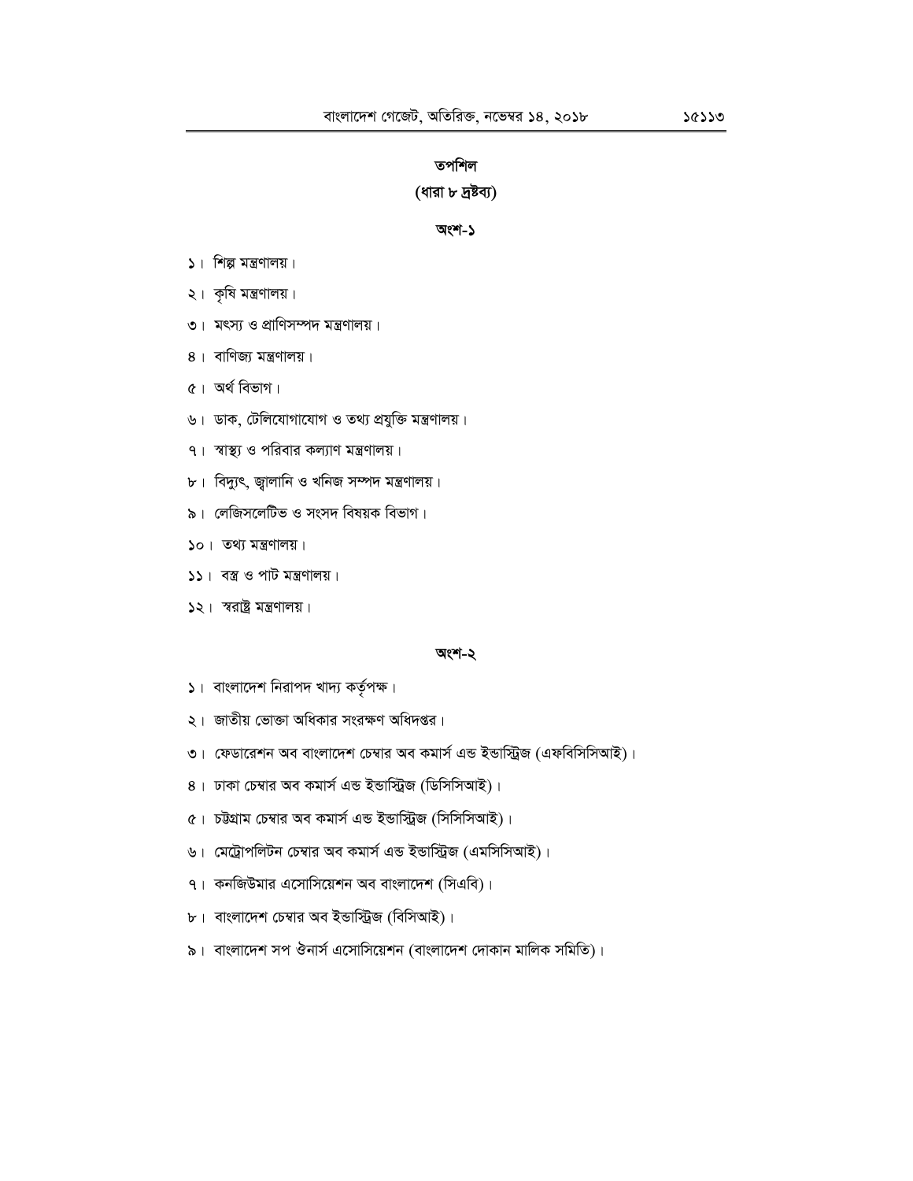# তপশিল

## (ধারা ৮ দ্রষ্টব্য)

### অংশ-১

১। শিল্প মন্ত্রণালয়।

২। কৃষি মন্ত্রণালয়।

৩। মৎস্য ও প্রাণিসম্পদ মন্ত্রণালয়।

৪। বাণিজ্য মন্ত্রণালয়।

৫। অর্থ বিভাগ।

৬। ডাক, টেলিযোগাযোগ ও তথ্য প্রযুক্তি মন্ত্রণালয়।

৭। স্বাস্থ্য ও পরিবার কল্যাণ মন্ত্রণালয়।

৮। বিদ্যুৎ, জ্বালানি ও খনিজ সম্পদ মন্ত্রণালয়।

৯। লেজিসলেটিভ ও সংসদ বিষয়ক বিভাগ।

১০। তথ্য মন্ত্রণালয়।

১১। বস্ত্র ও পাট মন্ত্রণালয়।

১২। স্বরাষ্ট্র মন্ত্রণালয়।

### অংশ-২

১। বাংলাদেশ নিরাপদ খাদ্য কর্তৃপক্ষ।

২। জাতীয় ভোক্তা অধিকার সংরক্ষণ অধিদপ্তর।

৩। ফেডারেশন অব বাংলাদেশ চেম্বার অব কমার্স এন্ড ইন্ডাস্ট্রিজ (এফবিসিসিআই)।

৪। ঢাকা চেম্বার অব কমার্স এন্ড ইন্ডাস্ট্রিজ (ডিসিসিআই)।

৫। চট্টগ্রাম চেম্বার অব কমার্স এন্ড ইন্ডাস্ট্রিজ (সিসিসিআই)।

৬। মেট্রোপলিটন চেম্বার অব কমার্স এন্ড ইন্ডাস্ট্রিজ (এমসিসিআই)।

৭। কনজিউমার এসোসিয়েশন অব বাংলাদেশ (সিএবি)।

৮। বাংলাদেশ চেম্বার অব ইন্ডাস্ট্রিজ (বিসিআই)।

৯। বাংলাদেশ সপ ঔনার্স এসোসিয়েশন (বাংলাদেশ দোকান মালিক সমিতি)।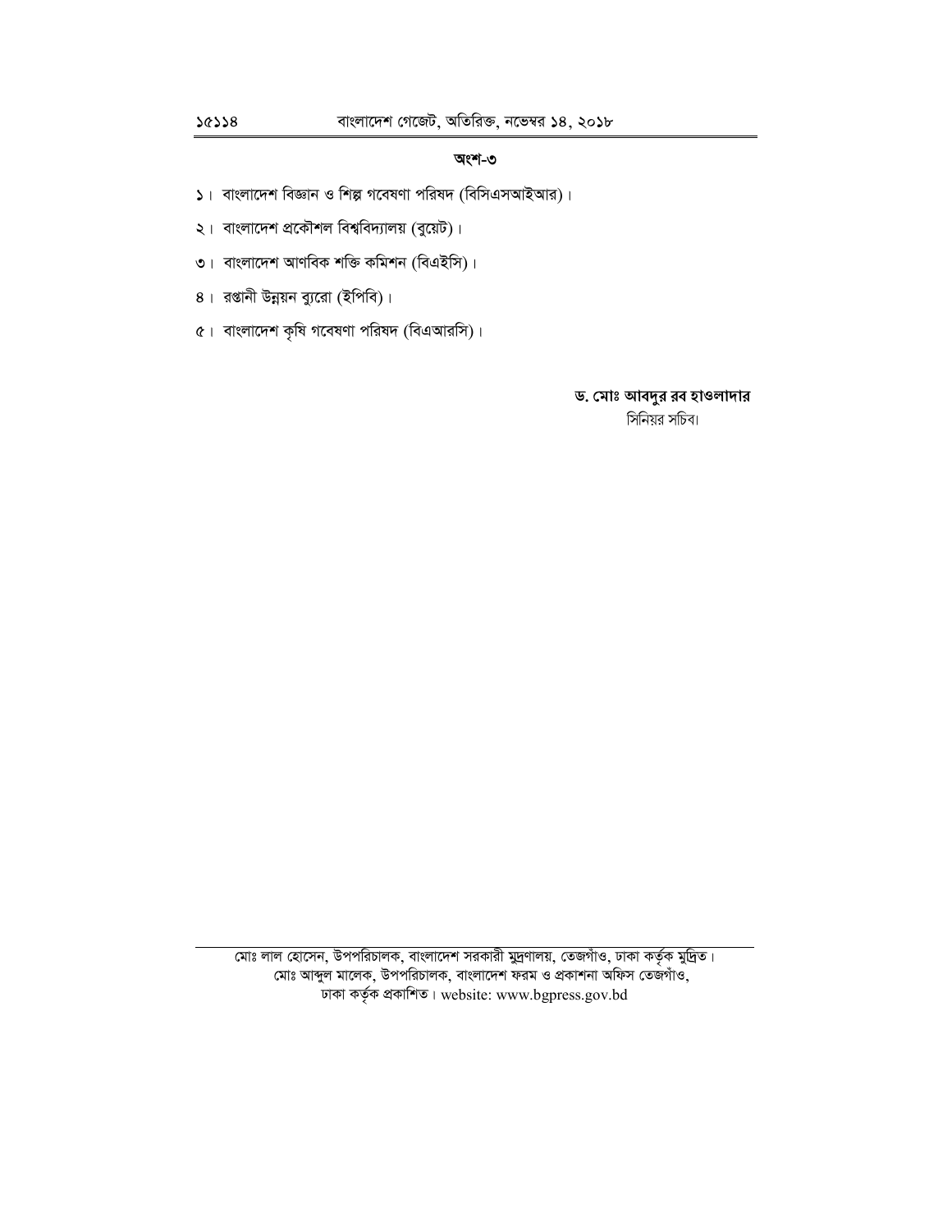**অংশ-৩**

১। বাংলাদেশ বিজ্ঞান ও শিল্প গবেষণা পরিষদ (বিসিএসআইআর)।

২। বাংলাদেশ প্রকৌশল বিশ্ববিদ্যালয় (বুয়েট)।

৩। বাংলাদেশ আণবিক শক্তি কমিশন (বিএইসি)।

৪। রপ্তানী উন্নয়ন ব্যুরো (ইপিবি)।

৫। বাংলাদেশ কৃষি গবেষণা পরিষদ (বিএআরসি)।

**ড. মোঃ আবদুর রব হাওলাদার**
সিনিয়র সচিব।

মোঃ লাল হোসেন, উপপরিচালক, বাংলাদেশ সরকারী মুদ্রণালয়, তেজগাঁও, ঢাকা কর্তৃক মুদ্রিত।
মোঃ আব্দুল মালেক, উপপরিচালক, বাংলাদেশ ফরম ও প্রকাশনা অফিস তেজগাঁও,
ঢাকা কর্তৃক প্রকাশিত। website: www.bgpress.gov.bd